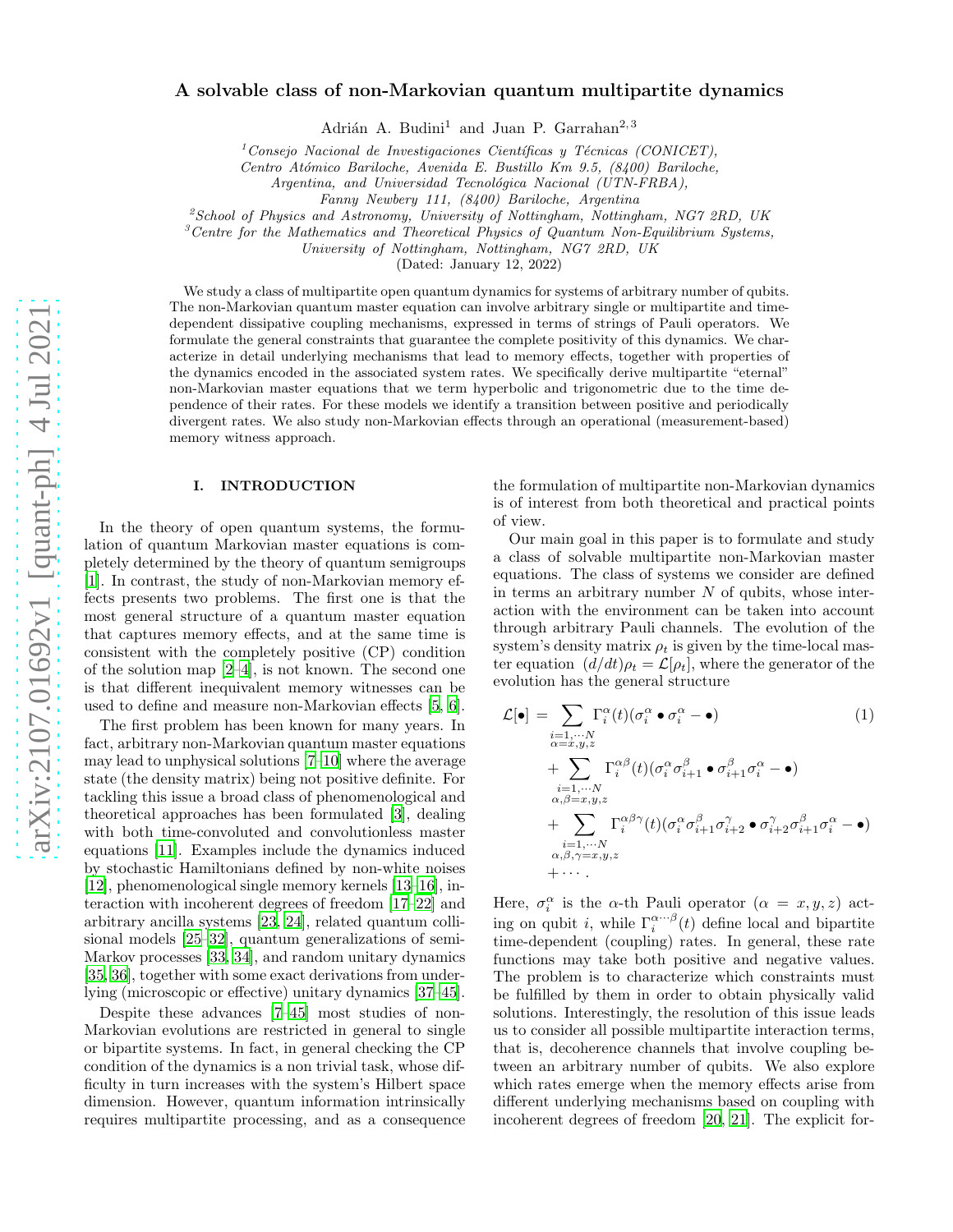# A solvable class of non-Markovian quantum multipartite dynamics

Adrián A. Budini[1] and Juan P. Garrahan[2,3]

[1]Consejo Nacional de Investigaciones Científicas y Técnicas (CONICET), Centro Atómico Bariloche, Avenida E. Bustillo Km 9.5, (8400) Bariloche, Argentina, and Universidad Tecnológica Nacional (UTN-FRBA), Fanny Newbery 111, (8400) Bariloche, Argentina

[2]School of Physics and Astronomy, University of Nottingham, Nottingham, NG7 2RD, UK

[3]Centre for the Mathematics and Theoretical Physics of Quantum Non-Equilibrium Systems, University of Nottingham, Nottingham, NG7 2RD, UK

(Dated: January 12, 2022)

We study a class of multipartite open quantum dynamics for systems of arbitrary number of qubits. The non-Markovian quantum master equation can involve arbitrary single or multipartite and time-dependent dissipative coupling mechanisms, expressed in terms of strings of Pauli operators. We formulate the general constraints that guarantee the complete positivity of this dynamics. We characterize in detail underlying mechanisms that lead to memory effects, together with properties of the dynamics encoded in the associated system rates. We specifically derive multipartite "eternal" non-Markovian master equations that we term hyperbolic and trigonometric due to the time dependence of their rates. For these models we identify a transition between positive and periodically divergent rates. We also study non-Markovian effects through an operational (measurement-based) memory witness approach.

## I. INTRODUCTION

In the theory of open quantum systems, the formulation of quantum Markovian master equations is completely determined by the theory of quantum semigroups [1]. In contrast, the study of non-Markovian memory effects presents two problems. The first one is that the most general structure of a quantum master equation that captures memory effects, and at the same time is consistent with the completely positive (CP) condition of the solution map [2–4], is not known. The second one is that different inequivalent memory witnesses can be used to define and measure non-Markovian effects [5, 6].

The first problem has been known for many years. In fact, arbitrary non-Markovian quantum master equations may lead to unphysical solutions [7–10] where the average state (the density matrix) being not positive definite. For tackling this issue a broad class of phenomenological and theoretical approaches has been formulated [3], dealing with both time-convoluted and convolutionless master equations [11]. Examples include the dynamics induced by stochastic Hamiltonians defined by non-white noises [12], phenomenological single memory kernels [13–16], interaction with incoherent degrees of freedom [17–22] and arbitrary ancilla systems [23, 24], related quantum collisional models [25–32], quantum generalizations of semi-Markov processes [33, 34], and random unitary dynamics [35, 36], together with some exact derivations from underlying (microscopic or effective) unitary dynamics [37–45].

Despite these advances [7–45] most studies of non-Markovian evolutions are restricted in general to single or bipartite systems. In fact, in general checking the CP condition of the dynamics is a non trivial task, whose difficulty in turn increases with the system's Hilbert space dimension. However, quantum information intrinsically requires multipartite processing, and as a consequence the formulation of multipartite non-Markovian dynamics is of interest from both theoretical and practical points of view.

Our main goal in this paper is to formulate and study a class of solvable multipartite non-Markovian master equations. The class of systems we consider are defined in terms an arbitrary number $N$ of qubits, whose interaction with the environment can be taken into account through arbitrary Pauli channels. The evolution of the system's density matrix $\rho_t$ is given by the time-local master equation $(d/dt)\rho_t = \mathcal{L}[\rho_t]$, where the generator of the evolution has the general structure

$$
\begin{aligned}
\mathcal{L}[\bullet] = & \sum_{\substack{i=1,\cdots N \\ \alpha=x,y,z}} \Gamma_i^{\alpha}(t)(\sigma_i^{\alpha} \bullet \sigma_i^{\alpha} - \bullet) \\
& + \sum_{\substack{i=1,\cdots N \\ \alpha,\beta=x,y,z}} \Gamma_i^{\alpha\beta}(t)(\sigma_i^{\alpha}\sigma_{i+1}^{\beta} \bullet \sigma_{i+1}^{\beta}\sigma_i^{\alpha} - \bullet) \\
& + \sum_{\substack{i=1,\cdots N \\ \alpha,\beta,\gamma=x,y,z}} \Gamma_i^{\alpha\beta\gamma}(t)(\sigma_i^{\alpha}\sigma_{i+1}^{\beta}\sigma_{i+2}^{\gamma} \bullet \sigma_{i+2}^{\gamma}\sigma_{i+1}^{\beta}\sigma_i^{\alpha} - \bullet) \\
& + \cdots .
\end{aligned} \tag{1}
$$

Here, $\sigma_i^{\alpha}$ is the $\alpha$-th Pauli operator ($\alpha = x, y, z$) acting on qubit $i$, while $\Gamma_i^{\alpha\cdots\beta}(t)$ define local and bipartite time-dependent (coupling) rates. In general, these rate functions may take both positive and negative values. The problem is to characterize which constraints must be fulfilled by them in order to obtain physically valid solutions. Interestingly, the resolution of this issue leads us to consider all possible multipartite interaction terms, that is, decoherence channels that involve coupling between an arbitrary number of qubits. We also explore which rates emerge when the memory effects arise from different underlying mechanisms based on coupling with incoherent degrees of freedom [20, 21]. The explicit for-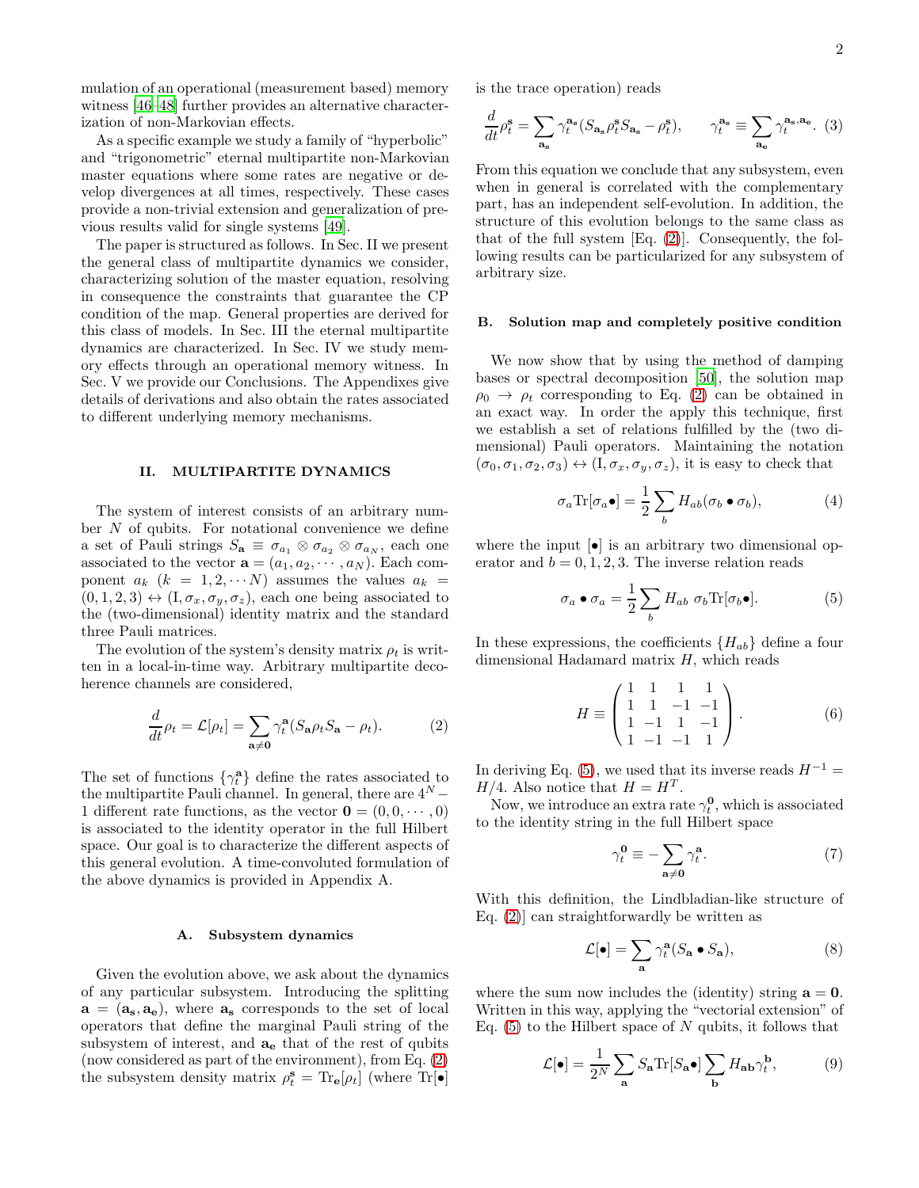mulation of an operational (measurement based) memory witness [46–48] further provides an alternative characterization of non-Markovian effects.

As a specific example we study a family of "hyperbolic" and "trigonometric" eternal multipartite non-Markovian master equations where some rates are negative or develop divergences at all times, respectively. These cases provide a non-trivial extension and generalization of previous results valid for single systems [49].

The paper is structured as follows. In Sec. II we present the general class of multipartite dynamics we consider, characterizing solution of the master equation, resolving in consequence the constraints that guarantee the CP condition of the map. General properties are derived for this class of models. In Sec. III the eternal multipartite dynamics are characterized. In Sec. IV we study memory effects through an operational memory witness. In Sec. V we provide our Conclusions. The Appendixes give details of derivations and also obtain the rates associated to different underlying memory mechanisms.

## II. MULTIPARTITE DYNAMICS

The system of interest consists of an arbitrary number $N$ of qubits. For notational convenience we define a set of Pauli strings $S_{\mathbf{a}} \equiv \sigma_{a_1} \otimes \sigma_{a_2} \otimes \sigma_{a_N}$, each one associated to the vector $\mathbf{a} = (a_1, a_2, \cdots, a_N)$. Each component $a_k$ $(k = 1, 2, \cdots N)$ assumes the values $a_k = (0, 1, 2, 3) \leftrightarrow (\mathrm{I}, \sigma_x, \sigma_y, \sigma_z)$, each one being associated to the (two-dimensional) identity matrix and the standard three Pauli matrices.

The evolution of the system's density matrix $\rho_t$ is written in a local-in-time way. Arbitrary multipartite decoherence channels are considered,

$$\frac{d}{dt}\rho_t = \mathcal{L}[\rho_t] = \sum_{\mathbf{a}\neq\mathbf{0}} \gamma_t^{\mathbf{a}} (S_{\mathbf{a}} \rho_t S_{\mathbf{a}} - \rho_t). \tag{2}$$

The set of functions $\{\gamma_t^{\mathbf{a}}\}$ define the rates associated to the multipartite Pauli channel. In general, there are $4^N - 1$ different rate functions, as the vector $\mathbf{0} = (0, 0, \cdots, 0)$ is associated to the identity operator in the full Hilbert space. Our goal is to characterize the different aspects of this general evolution. A time-convoluted formulation of the above dynamics is provided in Appendix A.

### A. Subsystem dynamics

Given the evolution above, we ask about the dynamics of any particular subsystem. Introducing the splitting $\mathbf{a} = (\mathbf{a_s}, \mathbf{a_e})$, where $\mathbf{a_s}$ corresponds to the set of local operators that define the marginal Pauli string of the subsystem of interest, and $\mathbf{a_e}$ that of the rest of qubits (now considered as part of the environment), from Eq. (2) the subsystem density matrix $\rho_t^{\mathbf{s}} = \mathrm{Tr}_{\mathbf{e}}[\rho_t]$ (where $\mathrm{Tr}[\bullet]$ is the trace operation) reads

$$\frac{d}{dt}\rho_t^{\mathbf{s}} = \sum_{\mathbf{a_s}} \gamma_t^{\mathbf{a_s}} (S_{\mathbf{a_s}} \rho_t^{\mathbf{s}} S_{\mathbf{a_s}} - \rho_t^{\mathbf{s}}), \qquad \gamma_t^{\mathbf{a_s}} \equiv \sum_{\mathbf{a_e}} \gamma_t^{\mathbf{a_s},\mathbf{a_e}}. \tag{3}$$

From this equation we conclude that any subsystem, even when in general is correlated with the complementary part, has an independent self-evolution. In addition, the structure of this evolution belongs to the same class as that of the full system [Eq. (2)]. Consequently, the following results can be particularized for any subsystem of arbitrary size.

### B. Solution map and completely positive condition

We now show that by using the method of damping bases or spectral decomposition [50], the solution map $\rho_0 \to \rho_t$ corresponding to Eq. (2) can be obtained in an exact way. In order the apply this technique, first we establish a set of relations fulfilled by the (two dimensional) Pauli operators. Maintaining the notation $(\sigma_0, \sigma_1, \sigma_2, \sigma_3) \leftrightarrow (\mathrm{I}, \sigma_x, \sigma_y, \sigma_z)$, it is easy to check that

$$\sigma_a \mathrm{Tr}[\sigma_a \bullet] = \frac{1}{2} \sum_b H_{ab} (\sigma_b \bullet \sigma_b), \tag{4}$$

where the input $[\bullet]$ is an arbitrary two dimensional operator and $b = 0, 1, 2, 3$. The inverse relation reads

$$\sigma_a \bullet \sigma_a = \frac{1}{2} \sum_b H_{ab}\ \sigma_b \mathrm{Tr}[\sigma_b \bullet]. \tag{5}$$

In these expressions, the coefficients $\{H_{ab}\}$ define a four dimensional Hadamard matrix $H$, which reads

$$H \equiv \begin{pmatrix} 1 & 1 & 1 & 1 \\ 1 & 1 & -1 & -1 \\ 1 & -1 & 1 & -1 \\ 1 & -1 & -1 & 1 \end{pmatrix}. \tag{6}$$

In deriving Eq. (5), we used that its inverse reads $H^{-1} = H/4$. Also notice that $H = H^T$.

Now, we introduce an extra rate $\gamma_t^{\mathbf{0}}$, which is associated to the identity string in the full Hilbert space

$$\gamma_t^{\mathbf{0}} \equiv -\sum_{\mathbf{a}\neq\mathbf{0}} \gamma_t^{\mathbf{a}}. \tag{7}$$

With this definition, the Lindbladian-like structure of Eq. (2)] can straightforwardly be written as

$$\mathcal{L}[\bullet] = \sum_{\mathbf{a}} \gamma_t^{\mathbf{a}} (S_{\mathbf{a}} \bullet S_{\mathbf{a}}), \tag{8}$$

where the sum now includes the (identity) string $\mathbf{a} = \mathbf{0}$. Written in this way, applying the "vectorial extension" of Eq. (5) to the Hilbert space of $N$ qubits, it follows that

$$\mathcal{L}[\bullet] = \frac{1}{2^N} \sum_{\mathbf{a}} S_{\mathbf{a}} \mathrm{Tr}[S_{\mathbf{a}} \bullet] \sum_{\mathbf{b}} H_{\mathbf{ab}} \gamma_t^{\mathbf{b}}, \tag{9}$$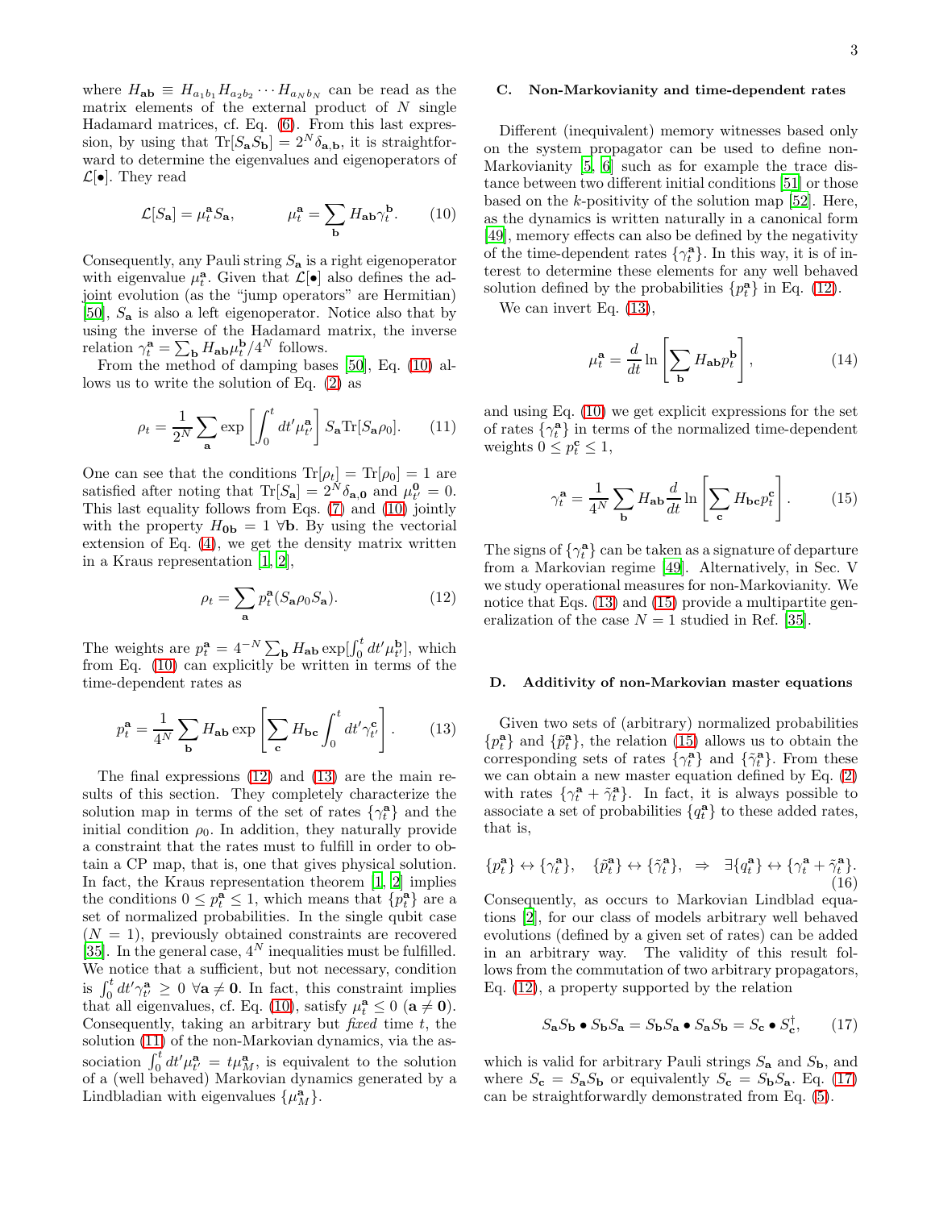where $H_{\mathbf{ab}} \equiv H_{a_1b_1}H_{a_2b_2}\cdots H_{a_Nb_N}$ can be read as the matrix elements of the external product of $N$ single Hadamard matrices, cf. Eq. (6). From this last expression, by using that $\mathrm{Tr}[S_{\mathbf{a}}S_{\mathbf{b}}]=2^N\delta_{\mathbf{a},\mathbf{b}}$, it is straightforward to determine the eigenvalues and eigenoperators of $\mathcal{L}[\bullet]$. They read

$$\mathcal{L}[S_{\mathbf{a}}]=\mu_t^{\mathbf{a}}S_{\mathbf{a}}, \qquad \mu_t^{\mathbf{a}}=\sum_{\mathbf{b}}H_{\mathbf{ab}}\gamma_t^{\mathbf{b}}. \tag{10}$$

Consequently, any Pauli string $S_{\mathbf{a}}$ is a right eigenoperator with eigenvalue $\mu_t^{\mathbf{a}}$. Given that $\mathcal{L}[\bullet]$ also defines the adjoint evolution (as the "jump operators" are Hermitian) [50], $S_{\mathbf{a}}$ is also a left eigenoperator. Notice also that by using the inverse of the Hadamard matrix, the inverse relation $\gamma_t^{\mathbf{a}}=\sum_{\mathbf{b}}H_{\mathbf{ab}}\mu_t^{\mathbf{b}}/4^N$ follows.

From the method of damping bases [50], Eq. (10) allows us to write the solution of Eq. (2) as

$$\rho_t=\frac{1}{2^N}\sum_{\mathbf{a}}\exp\left[\int_0^t dt'\mu_{t'}^{\mathbf{a}}\right]S_{\mathbf{a}}\mathrm{Tr}[S_{\mathbf{a}}\rho_0]. \tag{11}$$

One can see that the conditions $\mathrm{Tr}[\rho_t]=\mathrm{Tr}[\rho_0]=1$ are satisfied after noting that $\mathrm{Tr}[S_{\mathbf{a}}]=2^N\delta_{\mathbf{a},\mathbf{0}}$ and $\mu_{t'}^{\mathbf{0}}=0$. This last equality follows from Eqs. (7) and (10) jointly with the property $H_{\mathbf{0b}}=1$ $\forall\mathbf{b}$. By using the vectorial extension of Eq. (4), we get the density matrix written in a Kraus representation [1, 2],

$$\rho_t=\sum_{\mathbf{a}}p_t^{\mathbf{a}}(S_{\mathbf{a}}\rho_0S_{\mathbf{a}}). \tag{12}$$

The weights are $p_t^{\mathbf{a}}=4^{-N}\sum_{\mathbf{b}}H_{\mathbf{ab}}\exp[\int_0^t dt'\mu_{t'}^{\mathbf{b}}]$, which from Eq. (10) can explicitly be written in terms of the time-dependent rates as

$$p_t^{\mathbf{a}}=\frac{1}{4^N}\sum_{\mathbf{b}}H_{\mathbf{ab}}\exp\left[\sum_{\mathbf{c}}H_{\mathbf{bc}}\int_0^t dt'\gamma_{t'}^{\mathbf{c}}\right]. \tag{13}$$

The final expressions (12) and (13) are the main results of this section. They completely characterize the solution map in terms of the set of rates $\{\gamma_t^{\mathbf{a}}\}$ and the initial condition $\rho_0$. In addition, they naturally provide a constraint that the rates must to fulfill in order to obtain a CP map, that is, one that gives physical solution. In fact, the Kraus representation theorem [1, 2] implies the conditions $0\leq p_t^{\mathbf{a}}\leq 1$, which means that $\{p_t^{\mathbf{a}}\}$ are a set of normalized probabilities. In the single qubit case ($N=1$), previously obtained constraints are recovered [35]. In the general case, $4^N$ inequalities must be fulfilled. We notice that a sufficient, but not necessary, condition is $\int_0^t dt'\gamma_{t'}^{\mathbf{a}}\geq 0$ $\forall\mathbf{a}\neq\mathbf{0}$. In fact, this constraint implies that all eigenvalues, cf. Eq. (10), satisfy $\mu_t^{\mathbf{a}}\leq 0$ ($\mathbf{a}\neq\mathbf{0}$). Consequently, taking an arbitrary but *fixed* time $t$, the solution (11) of the non-Markovian dynamics, via the association $\int_0^t dt'\mu_{t'}^{\mathbf{a}}=t\mu_M^{\mathbf{a}}$, is equivalent to the solution of a (well behaved) Markovian dynamics generated by a Lindbladian with eigenvalues $\{\mu_M^{\mathbf{a}}\}$.

### C. Non-Markovianity and time-dependent rates

Different (inequivalent) memory witnesses based only on the system propagator can be used to define non-Markovianity [5, 6] such as for example the trace distance between two different initial conditions [51] or those based on the $k$-positivity of the solution map [52]. Here, as the dynamics is written naturally in a canonical form [49], memory effects can also be defined by the negativity of the time-dependent rates $\{\gamma_t^{\mathbf{a}}\}$. In this way, it is of interest to determine these elements for any well behaved solution defined by the probabilities $\{p_t^{\mathbf{a}}\}$ in Eq. (12).

We can invert Eq. (13),

$$\mu_t^{\mathbf{a}}=\frac{d}{dt}\ln\left[\sum_{\mathbf{b}}H_{\mathbf{ab}}p_t^{\mathbf{b}}\right], \tag{14}$$

and using Eq. (10) we get explicit expressions for the set of rates $\{\gamma_t^{\mathbf{a}}\}$ in terms of the normalized time-dependent weights $0\leq p_t^{\mathbf{c}}\leq 1$,

$$\gamma_t^{\mathbf{a}}=\frac{1}{4^N}\sum_{\mathbf{b}}H_{\mathbf{ab}}\frac{d}{dt}\ln\left[\sum_{\mathbf{c}}H_{\mathbf{bc}}p_t^{\mathbf{c}}\right]. \tag{15}$$

The signs of $\{\gamma_t^{\mathbf{a}}\}$ can be taken as a signature of departure from a Markovian regime [49]. Alternatively, in Sec. V we study operational measures for non-Markovianity. We notice that Eqs. (13) and (15) provide a multipartite generalization of the case $N=1$ studied in Ref. [35].

### D. Additivity of non-Markovian master equations

Given two sets of (arbitrary) normalized probabilities $\{p_t^{\mathbf{a}}\}$ and $\{\tilde{p}_t^{\mathbf{a}}\}$, the relation (15) allows us to obtain the corresponding sets of rates $\{\gamma_t^{\mathbf{a}}\}$ and $\{\tilde{\gamma}_t^{\mathbf{a}}\}$. From these we can obtain a new master equation defined by Eq. (2) with rates $\{\gamma_t^{\mathbf{a}}+\tilde{\gamma}_t^{\mathbf{a}}\}$. In fact, it is always possible to associate a set of probabilities $\{q_t^{\mathbf{a}}\}$ to these added rates, that is,

$$\{p_t^{\mathbf{a}}\}\leftrightarrow\{\gamma_t^{\mathbf{a}}\},\quad \{\tilde{p}_t^{\mathbf{a}}\}\leftrightarrow\{\tilde{\gamma}_t^{\mathbf{a}}\},\quad\Rightarrow\quad \exists\{q_t^{\mathbf{a}}\}\leftrightarrow\{\gamma_t^{\mathbf{a}}+\tilde{\gamma}_t^{\mathbf{a}}\}. \tag{16}$$

Consequently, as occurs to Markovian Lindblad equations [2], for our class of models arbitrary well behaved evolutions (defined by a given set of rates) can be added in an arbitrary way. The validity of this result follows from the commutation of two arbitrary propagators, Eq. (12), a property supported by the relation

$$S_{\mathbf{a}}S_{\mathbf{b}}\bullet S_{\mathbf{b}}S_{\mathbf{a}}=S_{\mathbf{b}}S_{\mathbf{a}}\bullet S_{\mathbf{a}}S_{\mathbf{b}}=S_{\mathbf{c}}\bullet S_{\mathbf{c}}^{\dagger}, \tag{17}$$

which is valid for arbitrary Pauli strings $S_{\mathbf{a}}$ and $S_{\mathbf{b}}$, and where $S_{\mathbf{c}}=S_{\mathbf{a}}S_{\mathbf{b}}$ or equivalently $S_{\mathbf{c}}=S_{\mathbf{b}}S_{\mathbf{a}}$. Eq. (17) can be straightforwardly demonstrated from Eq. (5).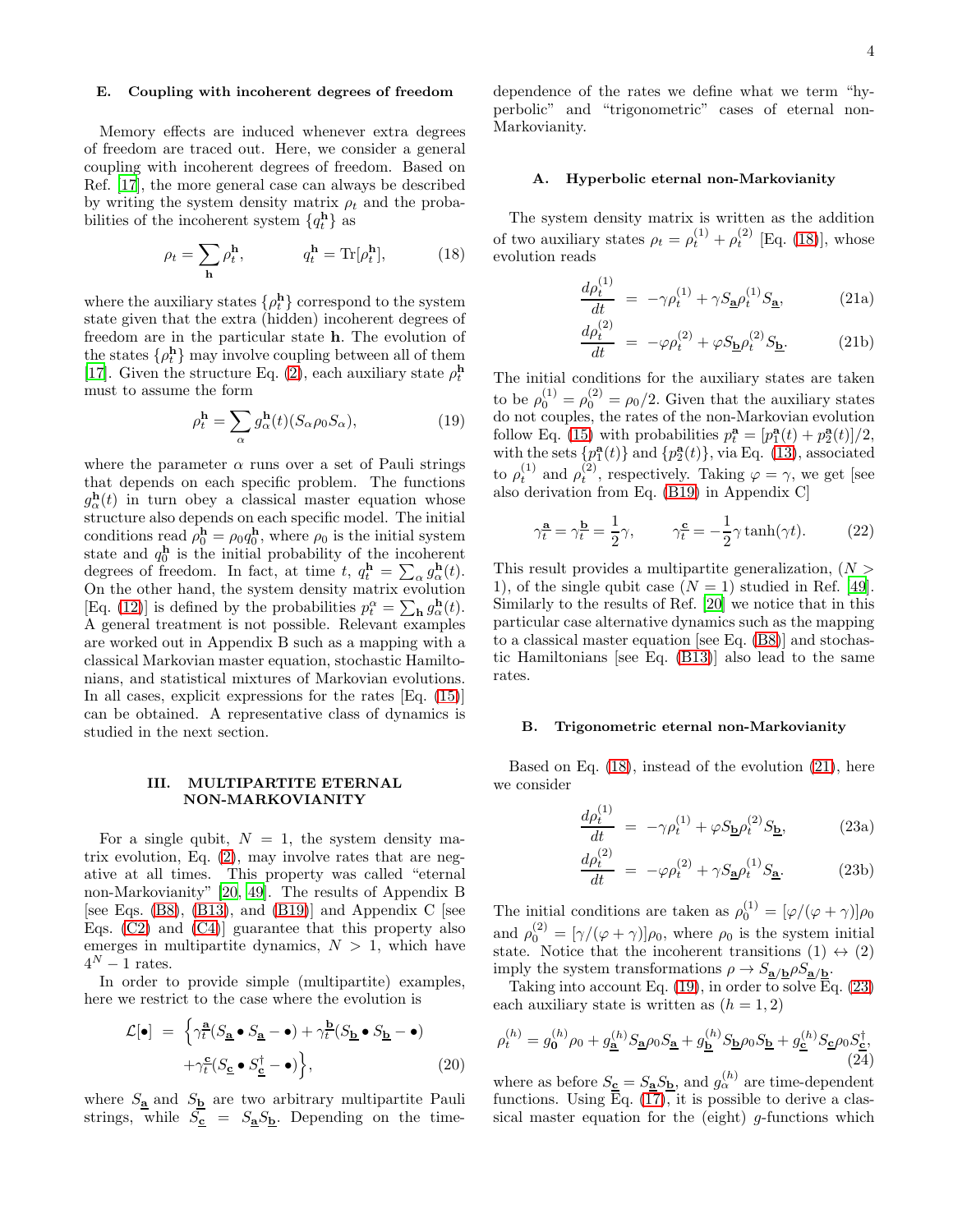### E. Coupling with incoherent degrees of freedom

Memory effects are induced whenever extra degrees of freedom are traced out. Here, we consider a general coupling with incoherent degrees of freedom. Based on Ref. [17], the more general case can always be described by writing the system density matrix $\rho_t$ and the probabilities of the incoherent system $\{q_t^{\mathbf{h}}\}$ as

$$\rho_t = \sum_{\mathbf{h}} \rho_t^{\mathbf{h}}, \qquad q_t^{\mathbf{h}} = \mathrm{Tr}[\rho_t^{\mathbf{h}}], \tag{18}$$

where the auxiliary states $\{\rho_t^{\mathbf{h}}\}$ correspond to the system state given that the extra (hidden) incoherent degrees of freedom are in the particular state $\mathbf{h}$. The evolution of the states $\{\rho_t^{\mathbf{h}}\}$ may involve coupling between all of them [17]. Given the structure Eq. (2), each auxiliary state $\rho_t^{\mathbf{h}}$ must to assume the form

$$\rho_t^{\mathbf{h}} = \sum_{\alpha} g_{\alpha}^{\mathbf{h}}(t)(S_\alpha \rho_0 S_\alpha), \tag{19}$$

where the parameter $\alpha$ runs over a set of Pauli strings that depends on each specific problem. The functions $g_{\alpha}^{\mathbf{h}}(t)$ in turn obey a classical master equation whose structure also depends on each specific model. The initial conditions read $\rho_0^{\mathbf{h}} = \rho_0 q_0^{\mathbf{h}}$, where $\rho_0$ is the initial system state and $q_0^{\mathbf{h}}$ is the initial probability of the incoherent degrees of freedom. In fact, at time $t$, $q_t^{\mathbf{h}} = \sum_\alpha g_{\alpha}^{\mathbf{h}}(t)$. On the other hand, the system density matrix evolution [Eq. (12)] is defined by the probabilities $p_t^{\alpha} = \sum_{\mathbf{h}} g_{\alpha}^{\mathbf{h}}(t)$. A general treatment is not possible. Relevant examples are worked out in Appendix B such as a mapping with a classical Markovian master equation, stochastic Hamiltonians, and statistical mixtures of Markovian evolutions. In all cases, explicit expressions for the rates [Eq. (15)] can be obtained. A representative class of dynamics is studied in the next section.

## III. MULTIPARTITE ETERNAL NON-MARKOVIANITY

For a single qubit, $N=1$, the system density matrix evolution, Eq. (2), may involve rates that are negative at all times. This property was called "eternal non-Markovianity" [20, 49]. The results of Appendix B [see Eqs. (B8), (B13), and (B19)] and Appendix C [see Eqs. (C2) and (C4)] guarantee that this property also emerges in multipartite dynamics, $N>1$, which have $4^N-1$ rates.

In order to provide simple (multipartite) examples, here we restrict to the case where the evolution is

$$\begin{aligned}\mathcal{L}[\bullet] &= \Big\{\gamma_t^{\mathbf{a}}(S_{\underline{\mathbf{a}}} \bullet S_{\underline{\mathbf{a}}} - \bullet) + \gamma_t^{\mathbf{b}}(S_{\underline{\mathbf{b}}} \bullet S_{\underline{\mathbf{b}}} - \bullet) \\ &\quad + \gamma_t^{\mathbf{c}}(S_{\underline{\mathbf{c}}} \bullet S_{\underline{\mathbf{c}}}^{\dagger} - \bullet)\Big\},\end{aligned} \tag{20}$$

where $S_{\underline{\mathbf{a}}}$ and $S_{\underline{\mathbf{b}}}$ are two arbitrary multipartite Pauli strings, while $S_{\underline{\mathbf{c}}} = S_{\underline{\mathbf{a}}} S_{\underline{\mathbf{b}}}$. Depending on the time-dependence of the rates we define what we term "hyperbolic" and "trigonometric" cases of eternal non-Markovianity.

### A. Hyperbolic eternal non-Markovianity

The system density matrix is written as the addition of two auxiliary states $\rho_t = \rho_t^{(1)} + \rho_t^{(2)}$ [Eq. (18)], whose evolution reads

$$\frac{d\rho_t^{(1)}}{dt} = -\gamma \rho_t^{(1)} + \gamma S_{\underline{\mathbf{a}}} \rho_t^{(1)} S_{\underline{\mathbf{a}}}, \tag{21a}$$

$$\frac{d\rho_t^{(2)}}{dt} = -\varphi \rho_t^{(2)} + \varphi S_{\underline{\mathbf{b}}} \rho_t^{(2)} S_{\underline{\mathbf{b}}}. \tag{21b}$$

The initial conditions for the auxiliary states are taken to be $\rho_0^{(1)} = \rho_0^{(2)} = \rho_0/2$. Given that the auxiliary states do not couples, the rates of the non-Markovian evolution follow Eq. (15) with probabilities $p_t^{\mathbf{a}} = [p_1^{\mathbf{a}}(t) + p_2^{\mathbf{a}}(t)]/2$, with the sets $\{p_1^{\mathbf{a}}(t)\}$ and $\{p_2^{\mathbf{a}}(t)\}$, via Eq. (13), associated to $\rho_t^{(1)}$ and $\rho_t^{(2)}$, respectively. Taking $\varphi = \gamma$, we get [see also derivation from Eq. (B19) in Appendix C]

$$\gamma_t^{\mathbf{a}} = \gamma_t^{\mathbf{b}} = \frac{1}{2}\gamma, \qquad \gamma_t^{\mathbf{c}} = -\frac{1}{2}\gamma \tanh(\gamma t). \tag{22}$$

This result provides a multipartite generalization, ($N>1$), of the single qubit case ($N=1$) studied in Ref. [49]. Similarly to the results of Ref. [20] we notice that in this particular case alternative dynamics such as the mapping to a classical master equation [see Eq. (B8)] and stochastic Hamiltonians [see Eq. (B13)] also lead to the same rates.

### B. Trigonometric eternal non-Markovianity

Based on Eq. (18), instead of the evolution (21), here we consider

$$\frac{d\rho_t^{(1)}}{dt} = -\gamma \rho_t^{(1)} + \varphi S_{\underline{\mathbf{b}}} \rho_t^{(2)} S_{\underline{\mathbf{b}}}, \tag{23a}$$

$$\frac{d\rho_t^{(2)}}{dt} = -\varphi \rho_t^{(2)} + \gamma S_{\underline{\mathbf{a}}} \rho_t^{(1)} S_{\underline{\mathbf{a}}}. \tag{23b}$$

The initial conditions are taken as $\rho_0^{(1)} = [\varphi/(\varphi+\gamma)]\rho_0$ and $\rho_0^{(2)} = [\gamma/(\varphi+\gamma)]\rho_0$, where $\rho_0$ is the system initial state. Notice that the incoherent transitions $(1) \leftrightarrow (2)$ imply the system transformations $\rho \to S_{\underline{\mathbf{a}}/\underline{\mathbf{b}}} \rho S_{\underline{\mathbf{a}}/\underline{\mathbf{b}}}$.

Taking into account Eq. (19), in order to solve Eq. (23) each auxiliary state is written as $(h=1,2)$

$$\rho_t^{(h)} = g_{\mathbf{0}}^{(h)} \rho_0 + g_{\underline{\mathbf{a}}}^{(h)} S_{\underline{\mathbf{a}}} \rho_0 S_{\underline{\mathbf{a}}} + g_{\underline{\mathbf{b}}}^{(h)} S_{\underline{\mathbf{b}}} \rho_0 S_{\underline{\mathbf{b}}} + g_{\underline{\mathbf{c}}}^{(h)} S_{\underline{\mathbf{c}}} \rho_0 S_{\underline{\mathbf{c}}}^{\dagger}, \tag{24}$$

where as before $S_{\underline{\mathbf{c}}} = S_{\underline{\mathbf{a}}} S_{\underline{\mathbf{b}}}$, and $g_{\alpha}^{(h)}$ are time-dependent functions. Using Eq. (17), it is possible to derive a classical master equation for the (eight) $g$-functions which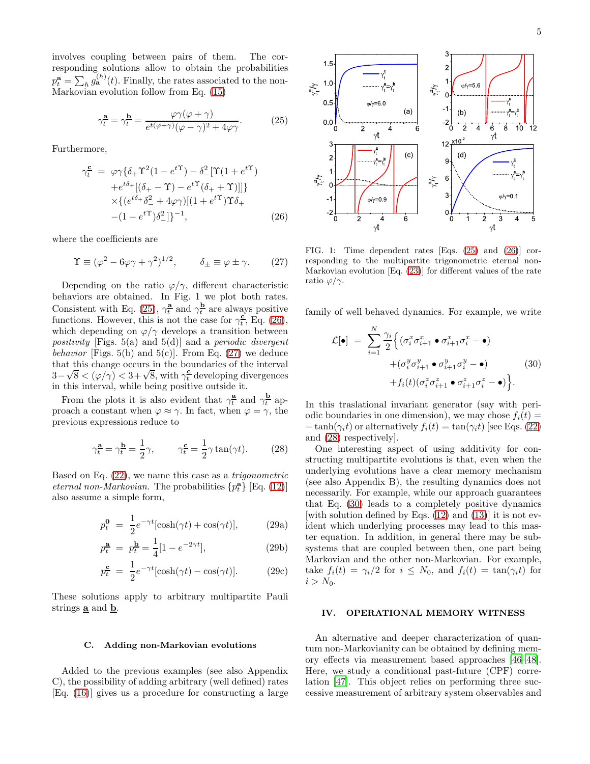involves coupling between pairs of them. The corresponding solutions allow to obtain the probabilities $p_t^{\mathbf{a}} = \sum_h g_{\mathbf{a}}^{(h)}(t)$. Finally, the rates associated to the non-Markovian evolution follow from Eq. (15)

$$\gamma_t^{\mathbf{a}} = \gamma_t^{\mathbf{b}} = \frac{\varphi\gamma(\varphi+\gamma)}{e^{t(\varphi+\gamma)}(\varphi-\gamma)^2 + 4\varphi\gamma}. \tag{25}$$

Furthermore,

$$\begin{aligned}\gamma_t^{\mathbf{c}} \;=\; & \varphi\gamma\{\delta_+\Upsilon^2(1-e^{t\Upsilon}) - \delta_-^2[\Upsilon(1+e^{t\Upsilon}) \\ & +e^{t\delta_+}[(\delta_+ - \Upsilon) - e^{t\Upsilon}(\delta_+ + \Upsilon)]]\} \\ & \times\{(e^{t\delta_+}\delta_-^2 + 4\varphi\gamma)[(1+e^{t\Upsilon})\Upsilon\delta_+ \\ & -(1-e^{t\Upsilon})\delta_-^2]\}^{-1},\end{aligned} \tag{26}$$

where the coefficients are

$$\Upsilon \equiv (\varphi^2 - 6\varphi\gamma + \gamma^2)^{1/2}, \qquad \delta_\pm \equiv \varphi \pm \gamma. \tag{27}$$

Depending on the ratio $\varphi/\gamma$, different characteristic behaviors are obtained. In Fig. 1 we plot both rates. Consistent with Eq. (25), $\gamma_t^{\mathbf{a}}$ and $\gamma_t^{\mathbf{b}}$ are always positive functions. However, this is not the case for $\gamma_t^{\mathbf{c}}$, Eq. (26), which depending on $\varphi/\gamma$ develops a transition between *positivity* [Figs. 5(a) and 5(d)] and a *periodic divergent behavior* [Figs. 5(b) and 5(c)]. From Eq. (27) we deduce that this change occurs in the boundaries of the interval $3-\sqrt{8} < (\varphi/\gamma) < 3+\sqrt{8}$, with $\gamma_t^{\mathbf{c}}$ developing divergences in this interval, while being positive outside it.

From the plots it is also evident that $\gamma_t^{\mathbf{a}}$ and $\gamma_t^{\mathbf{b}}$ approach a constant when $\varphi \approx \gamma$. In fact, when $\varphi = \gamma$, the previous expressions reduce to

$$\gamma_t^{\mathbf{a}} = \gamma_t^{\mathbf{b}} = \frac{1}{2}\gamma, \qquad \gamma_t^{\mathbf{c}} = \frac{1}{2}\gamma\tan(\gamma t). \tag{28}$$

Based on Eq. (22), we name this case as a *trigonometric eternal non-Markovian*. The probabilities $\{p_t^{\mathbf{a}}\}$ [Eq. (12)] also assume a simple form,

$$p_t^{\mathbf{0}} = \frac{1}{2}e^{-\gamma t}[\cosh(\gamma t) + \cos(\gamma t)], \tag{29a}$$

$$p_t^{\mathbf{a}} = p_t^{\mathbf{b}} = \frac{1}{4}[1 - e^{-2\gamma t}], \tag{29b}$$

$$p_t^{\mathbf{c}} = \frac{1}{2}e^{-\gamma t}[\cosh(\gamma t) - \cos(\gamma t)]. \tag{29c}$$

These solutions apply to arbitrary multipartite Pauli strings $\underline{\mathbf{a}}$ and $\underline{\mathbf{b}}$.

### C. Adding non-Markovian evolutions

Added to the previous examples (see also Appendix C), the possibility of adding arbitrary (well defined) rates [Eq. (16)] gives us a procedure for constructing a large family of well behaved dynamics. For example, we write

$$\begin{aligned}\mathcal{L}[\bullet] \;=\; \sum_{i=1}^{N}\frac{\gamma_i}{2}\Big\{ & (\sigma_i^x\sigma_{i+1}^x \bullet \sigma_{i+1}^x\sigma_i^x - \bullet) \\ & +(\sigma_i^y\sigma_{i+1}^y \bullet \sigma_{i+1}^y\sigma_i^y - \bullet) \\ & +f_i(t)(\sigma_i^z\sigma_{i+1}^z \bullet \sigma_{i+1}^z\sigma_i^z - \bullet)\Big\}.\end{aligned} \tag{30}$$

In this traslational invariant generator (say with periodic boundaries in one dimension), we may chose $f_i(t) = -\tanh(\gamma_i t)$ or alternatively $f_i(t) = \tan(\gamma_i t)$ [see Eqs. (22) and (28) respectively].

One interesting aspect of using additivity for constructing multipartite evolutions is that, even when the underlying evolutions have a clear memory mechanism (see also Appendix B), the resulting dynamics does not necessarily. For example, while our approach guarantees that Eq. (30) leads to a completely positive dynamics [with solution defined by Eqs. (12) and (13)] it is not evident which underlying processes may lead to this master equation. In addition, in general there may be subsystems that are coupled between then, one part being Markovian and the other non-Markovian. For example, take $f_i(t) = \gamma_i/2$ for $i \leq N_0$, and $f_i(t) = \tan(\gamma_i t)$ for $i > N_0$.

FIG. 1: Time dependent rates [Eqs. (25) and (26)] corresponding to the multipartite trigonometric eternal non-Markovian evolution [Eq. (23)] for different values of the rate ratio $\varphi/\gamma$.

## IV. OPERATIONAL MEMORY WITNESS

An alternative and deeper characterization of quantum non-Markovianity can be obtained by defining memory effects via measurement based approaches [46–48]. Here, we study a conditional past-future (CPF) correlation [47]. This object relies on performing three successive measurement of arbitrary system observables and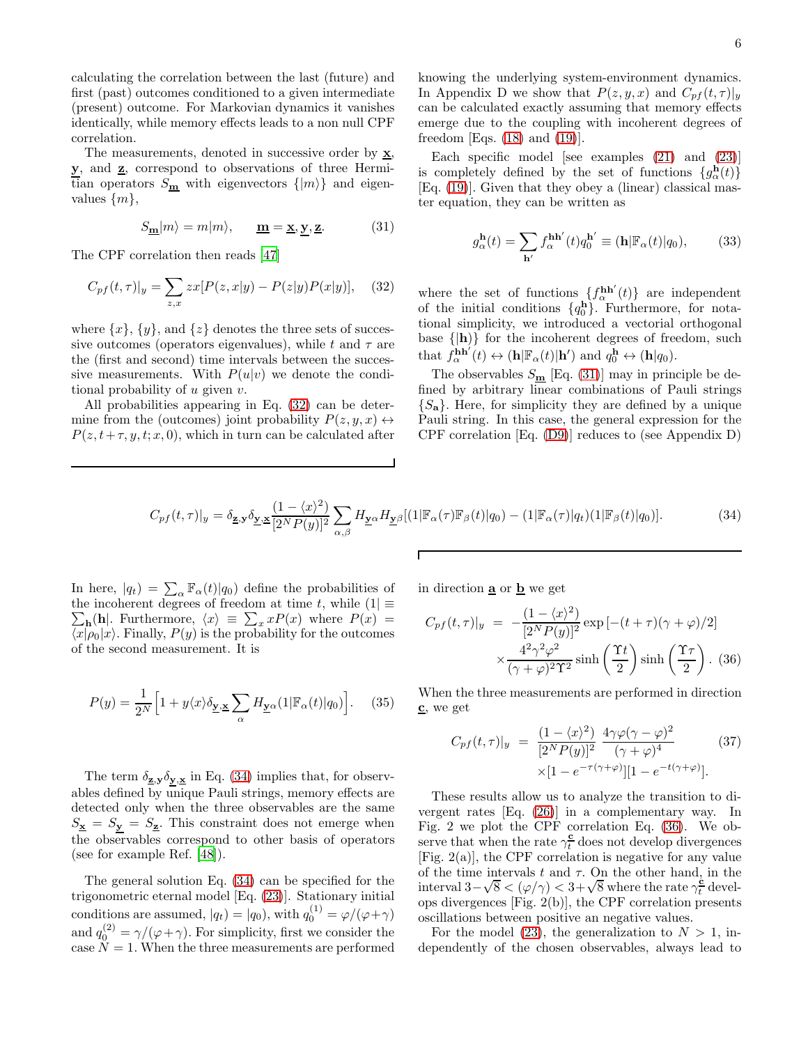calculating the correlation between the last (future) and first (past) outcomes conditioned to a given intermediate (present) outcome. For Markovian dynamics it vanishes identically, while memory effects leads to a non null CPF correlation.

The measurements, denoted in successive order by $\underline{\mathbf{x}}$, $\underline{\mathbf{y}}$, and $\underline{\mathbf{z}}$, correspond to observations of three Hermitian operators $S_{\underline{\mathbf{m}}}$ with eigenvectors $\{|m\rangle\}$ and eigenvalues $\{m\}$,

$$S_{\underline{\mathbf{m}}}|m\rangle = m|m\rangle, \qquad \underline{\mathbf{m}} = \underline{\mathbf{x}}, \underline{\mathbf{y}}, \underline{\mathbf{z}}. \tag{31}$$

The CPF correlation then reads [47]

$$C_{pf}(t,\tau)|_y = \sum_{z,x} zx[P(z,x|y) - P(z|y)P(x|y)], \tag{32}$$

where $\{x\}$, $\{y\}$, and $\{z\}$ denotes the three sets of successive outcomes (operators eigenvalues), while $t$ and $\tau$ are the (first and second) time intervals between the successive measurements. With $P(u|v)$ we denote the conditional probability of $u$ given $v$.

All probabilities appearing in Eq. (32) can be determine from the (outcomes) joint probability $P(z,y,x) \leftrightarrow P(z,t+\tau,y,t;x,0)$, which in turn can be calculated after knowing the underlying system-environment dynamics. In Appendix D we show that $P(z,y,x)$ and $C_{pf}(t,\tau)|_y$ can be calculated exactly assuming that memory effects emerge due to the coupling with incoherent degrees of freedom [Eqs. (18) and (19)].

Each specific model [see examples (21) and (23)] is completely defined by the set of functions $\{g_\alpha^{\mathbf{h}}(t)\}$ [Eq. (19)]. Given that they obey a (linear) classical master equation, they can be written as

$$g_\alpha^{\mathbf{h}}(t) = \sum_{\mathbf{h}'} f_\alpha^{\mathbf{h}\mathbf{h}'}(t) q_0^{\mathbf{h}'} \equiv (\mathbf{h}|\mathbb{F}_\alpha(t)|q_0), \tag{33}$$

where the set of functions $\{f_\alpha^{\mathbf{h}\mathbf{h}'}(t)\}$ are independent of the initial conditions $\{q_0^{\mathbf{h}}\}$. Furthermore, for notational simplicity, we introduced a vectorial orthogonal base $\{|\mathbf{h})\}$ for the incoherent degrees of freedom, such that $f_\alpha^{\mathbf{h}\mathbf{h}'}(t) \leftrightarrow (\mathbf{h}|\mathbb{F}_\alpha(t)|\mathbf{h}')$ and $q_0^{\mathbf{h}} \leftrightarrow (\mathbf{h}|q_0)$.

The observables $S_{\underline{\mathbf{m}}}$ [Eq. (31)] may in principle be defined by arbitrary linear combinations of Pauli strings $\{S_{\mathbf{a}}\}$. Here, for simplicity they are defined by a unique Pauli string. In this case, the general expression for the CPF correlation [Eq. (D9)] reduces to (see Appendix D)

$$C_{pf}(t,\tau)|_y = \delta_{\underline{\mathbf{z}},\underline{\mathbf{y}}}\delta_{\underline{\mathbf{y}},\underline{\mathbf{x}}}\frac{(1-\langle x\rangle^2)}{[2^N P(y)]^2}\sum_{\alpha,\beta} H_{\underline{\mathbf{y}}\alpha}H_{\underline{\mathbf{y}}\beta}[(1|\mathbb{F}_\alpha(\tau)\mathbb{F}_\beta(t)|q_0) - (1|\mathbb{F}_\alpha(\tau)|q_t)(1|\mathbb{F}_\beta(t)|q_0)]. \tag{34}$$

In here, $|q_t) = \sum_\alpha \mathbb{F}_\alpha(t)|q_0)$ define the probabilities of the incoherent degrees of freedom at time $t$, while $(1| \equiv \sum_{\mathbf{h}}(\mathbf{h}|$. Furthermore, $\langle x\rangle \equiv \sum_x xP(x)$ where $P(x) = \langle x|\rho_0|x\rangle$. Finally, $P(y)$ is the probability for the outcomes of the second measurement. It is

$$P(y) = \frac{1}{2^N}\Big[1 + y\langle x\rangle\delta_{\underline{\mathbf{y}},\underline{\mathbf{x}}}\sum_\alpha H_{\underline{\mathbf{y}}\alpha}(1|\mathbb{F}_\alpha(t)|q_0)\Big]. \tag{35}$$

The term $\delta_{\underline{\mathbf{z}},\underline{\mathbf{y}}}\delta_{\underline{\mathbf{y}},\underline{\mathbf{x}}}$ in Eq. (34) implies that, for observables defined by unique Pauli strings, memory effects are detected only when the three observables are the same $S_{\underline{\mathbf{x}}} = S_{\underline{\mathbf{y}}} = S_{\underline{\mathbf{z}}}$. This constraint does not emerge when the observables correspond to other basis of operators (see for example Ref. [48]).

The general solution Eq. (34) can be specified for the trigonometric eternal model [Eq. (23)]. Stationary initial conditions are assumed, $|q_t) = |q_0)$, with $q_0^{(1)} = \varphi/(\varphi+\gamma)$ and $q_0^{(2)} = \gamma/(\varphi+\gamma)$. For simplicity, first we consider the case $N = 1$. When the three measurements are performed in direction $\underline{\mathbf{a}}$ or $\underline{\mathbf{b}}$ we get

$$\begin{aligned} C_{pf}(t,\tau)|_y &= -\frac{(1-\langle x\rangle^2)}{[2^N P(y)]^2}\exp\left[-(t+\tau)(\gamma+\varphi)/2\right] \\ &\times \frac{4^2\gamma^2\varphi^2}{(\gamma+\varphi)^2\Upsilon^2}\sinh\left(\frac{\Upsilon t}{2}\right)\sinh\left(\frac{\Upsilon\tau}{2}\right). \end{aligned} \tag{36}$$

When the three measurements are performed in direction $\underline{\mathbf{c}}$, we get

$$\begin{aligned} C_{pf}(t,\tau)|_y &= \frac{(1-\langle x\rangle^2)}{[2^N P(y)]^2}\,\frac{4\gamma\varphi(\gamma-\varphi)^2}{(\gamma+\varphi)^4} \\ &\times [1-e^{-\tau(\gamma+\varphi)}][1-e^{-t(\gamma+\varphi)}]. \end{aligned} \tag{37}$$

These results allow us to analyze the transition to divergent rates [Eq. (26)] in a complementary way. In Fig. 2 we plot the CPF correlation Eq. (36). We observe that when the rate $\gamma_t^{\mathbf{c}}$ does not develop divergences [Fig. 2(a)], the CPF correlation is negative for any value of the time intervals $t$ and $\tau$. On the other hand, in the interval $3-\sqrt{8} < (\varphi/\gamma) < 3+\sqrt{8}$ where the rate $\gamma_t^{\mathbf{c}}$ develops divergences [Fig. 2(b)], the CPF correlation presents oscillations between positive an negative values.

For the model (23), the generalization to $N > 1$, independently of the chosen observables, always lead to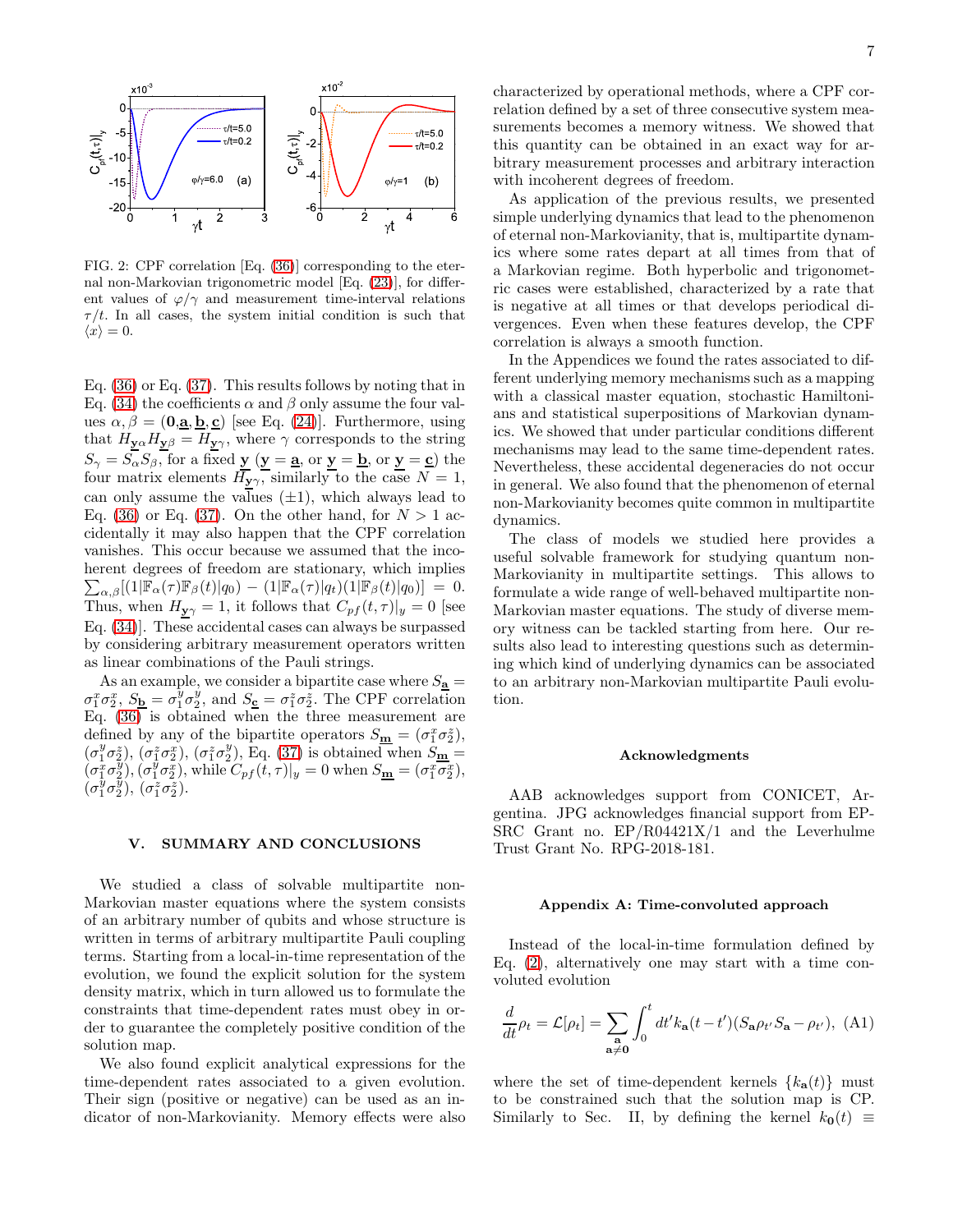FIG. 2: CPF correlation [Eq. (36)] corresponding to the eternal non-Markovian trigonometric model [Eq. (23)], for different values of $\varphi/\gamma$ and measurement time-interval relations $\tau/t$. In all cases, the system initial condition is such that $\langle x\rangle = 0$.

Eq. (36) or Eq. (37). This results follows by noting that in Eq. (34) the coefficients $\alpha$ and $\beta$ only assume the four values $\alpha,\beta = (\mathbf{0},\underline{\mathbf{a}},\underline{\mathbf{b}},\underline{\mathbf{c}})$ [see Eq. (24)]. Furthermore, using that $H_{\underline{\mathbf{y}}\alpha}H_{\underline{\mathbf{y}}\beta} = H_{\underline{\mathbf{y}}\gamma}$, where $\gamma$ corresponds to the string $S_\gamma = S_\alpha S_\beta$, for a fixed $\underline{\mathbf{y}}$ ($\underline{\mathbf{y}} = \underline{\mathbf{a}}$, or $\underline{\mathbf{y}} = \underline{\mathbf{b}}$, or $\underline{\mathbf{y}} = \underline{\mathbf{c}}$) the four matrix elements $H_{\underline{\mathbf{y}}\gamma}$, similarly to the case $N=1$, can only assume the values $(\pm 1)$, which always lead to Eq. (36) or Eq. (37). On the other hand, for $N>1$ accidentally it may also happen that the CPF correlation vanishes. This occur because we assumed that the incoherent degrees of freedom are stationary, which implies $\sum_{\alpha,\beta}[(1|\mathbb{F}_\alpha(\tau)\mathbb{F}_\beta(t)|q_0) - (1|\mathbb{F}_\alpha(\tau)|q_t)(1|\mathbb{F}_\beta(t)|q_0)] = 0$. Thus, when $H_{\underline{\mathbf{y}}\gamma} = 1$, it follows that $C_{pf}(t,\tau)|_y = 0$ [see Eq. (34)]. These accidental cases can always be surpassed by considering arbitrary measurement operators written as linear combinations of the Pauli strings.

As an example, we consider a bipartite case where $S_{\underline{\mathbf{a}}} = \sigma_1^x\sigma_2^x$, $S_{\underline{\mathbf{b}}} = \sigma_1^y\sigma_2^y$, and $S_{\underline{\mathbf{c}}} = \sigma_1^z\sigma_2^z$. The CPF correlation Eq. (36) is obtained when the three measurement are defined by any of the bipartite operators $S_{\underline{\mathbf{m}}} = (\sigma_1^x\sigma_2^z)$, $(\sigma_1^y\sigma_2^z)$, $(\sigma_1^z\sigma_2^x)$, $(\sigma_1^z\sigma_2^y)$, Eq. (37) is obtained when $S_{\underline{\mathbf{m}}} = (\sigma_1^x\sigma_2^y)$, $(\sigma_1^y\sigma_2^x)$, while $C_{pf}(t,\tau)|_y = 0$ when $S_{\underline{\mathbf{m}}} = (\sigma_1^x\sigma_2^x)$, $(\sigma_1^y\sigma_2^y)$, $(\sigma_1^z\sigma_2^z)$.

## V. SUMMARY AND CONCLUSIONS

We studied a class of solvable multipartite non-Markovian master equations where the system consists of an arbitrary number of qubits and whose structure is written in terms of arbitrary multipartite Pauli coupling terms. Starting from a local-in-time representation of the evolution, we found the explicit solution for the system density matrix, which in turn allowed us to formulate the constraints that time-dependent rates must obey in order to guarantee the completely positive condition of the solution map.

We also found explicit analytical expressions for the time-dependent rates associated to a given evolution. Their sign (positive or negative) can be used as an indicator of non-Markovianity. Memory effects were also characterized by operational methods, where a CPF correlation defined by a set of three consecutive system measurements becomes a memory witness. We showed that this quantity can be obtained in an exact way for arbitrary measurement processes and arbitrary interaction with incoherent degrees of freedom.

As application of the previous results, we presented simple underlying dynamics that lead to the phenomenon of eternal non-Markovianity, that is, multipartite dynamics where some rates depart at all times from that of a Markovian regime. Both hyperbolic and trigonometric cases were established, characterized by a rate that is negative at all times or that develops periodical divergences. Even when these features develop, the CPF correlation is always a smooth function.

In the Appendices we found the rates associated to different underlying memory mechanisms such as a mapping with a classical master equation, stochastic Hamiltonians and statistical superpositions of Markovian dynamics. We showed that under particular conditions different mechanisms may lead to the same time-dependent rates. Nevertheless, these accidental degeneracies do not occur in general. We also found that the phenomenon of eternal non-Markovianity becomes quite common in multipartite dynamics.

The class of models we studied here provides a useful solvable framework for studying quantum non-Markovianity in multipartite settings. This allows to formulate a wide range of well-behaved multipartite non-Markovian master equations. The study of diverse memory witness can be tackled starting from here. Our results also lead to interesting questions such as determining which kind of underlying dynamics can be associated to an arbitrary non-Markovian multipartite Pauli evolution.

### Acknowledgments

AAB acknowledges support from CONICET, Argentina. JPG acknowledges financial support from EPSRC Grant no. EP/R04421X/1 and the Leverhulme Trust Grant No. RPG-2018-181.

### Appendix A: Time-convoluted approach

Instead of the local-in-time formulation defined by Eq. (2), alternatively one may start with a time convoluted evolution

$$\frac{d}{dt}\rho_t = \mathcal{L}[\rho_t] = \sum_{\substack{\mathbf{a}\\ \mathbf{a}\neq\mathbf{0}}} \int_0^t dt' k_{\mathbf{a}}(t-t')(S_{\mathbf{a}}\rho_{t'}S_{\mathbf{a}} - \rho_{t'}), \quad \text{(A1)}$$

where the set of time-dependent kernels $\{k_{\mathbf{a}}(t)\}$ must to be constrained such that the solution map is CP. Similarly to Sec. II, by defining the kernel $k_{\mathbf{0}}(t) \equiv$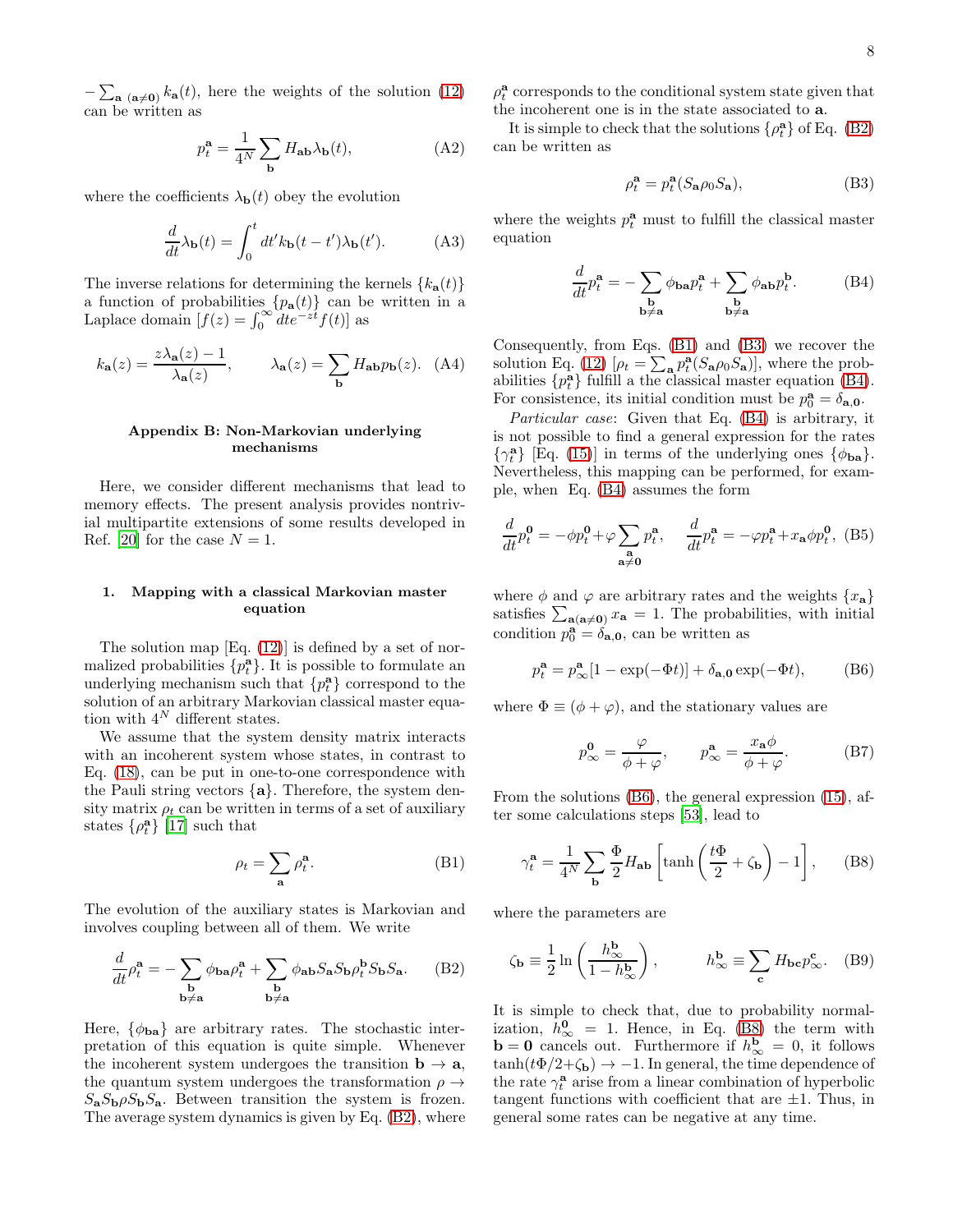$-\sum_{\mathbf{a}\ (\mathbf{a}\neq\mathbf{0})} k_{\mathbf{a}}(t)$, here the weights of the solution (12) can be written as

$$p_t^{\mathbf{a}} = \frac{1}{4^N}\sum_{\mathbf{b}} H_{\mathbf{ab}}\lambda_{\mathbf{b}}(t), \tag{A2}$$

where the coefficients $\lambda_{\mathbf{b}}(t)$ obey the evolution

$$\frac{d}{dt}\lambda_{\mathbf{b}}(t) = \int_0^t dt' k_{\mathbf{b}}(t-t')\lambda_{\mathbf{b}}(t'). \tag{A3}$$

The inverse relations for determining the kernels $\{k_{\mathbf{a}}(t)\}$ a function of probabilities $\{p_{\mathbf{a}}(t)\}$ can be written in a Laplace domain $[f(z) = \int_0^\infty dt e^{-zt} f(t)]$ as

$$k_{\mathbf{a}}(z) = \frac{z\lambda_{\mathbf{a}}(z) - 1}{\lambda_{\mathbf{a}}(z)}, \qquad \lambda_{\mathbf{a}}(z) = \sum_{\mathbf{b}} H_{\mathbf{ab}} p_{\mathbf{b}}(z). \tag{A4}$$

## Appendix B: Non-Markovian underlying mechanisms

Here, we consider different mechanisms that lead to memory effects. The present analysis provides nontrivial multipartite extensions of some results developed in Ref. [20] for the case $N = 1$.

### 1. Mapping with a classical Markovian master equation

The solution map [Eq. (12)] is defined by a set of normalized probabilities $\{p_t^{\mathbf{a}}\}$. It is possible to formulate an underlying mechanism such that $\{p_t^{\mathbf{a}}\}$ correspond to the solution of an arbitrary Markovian classical master equation with $4^N$ different states.

We assume that the system density matrix interacts with an incoherent system whose states, in contrast to Eq. (18), can be put in one-to-one correspondence with the Pauli string vectors $\{\mathbf{a}\}$. Therefore, the system density matrix $\rho_t$ can be written in terms of a set of auxiliary states $\{\rho_t^{\mathbf{a}}\}$ [17] such that

$$\rho_t = \sum_{\mathbf{a}} \rho_t^{\mathbf{a}}. \tag{B1}$$

The evolution of the auxiliary states is Markovian and involves coupling between all of them. We write

$$\frac{d}{dt}\rho_t^{\mathbf{a}} = -\sum_{\substack{\mathbf{b}\\ \mathbf{b}\neq\mathbf{a}}} \phi_{\mathbf{ba}}\rho_t^{\mathbf{a}} + \sum_{\substack{\mathbf{b}\\ \mathbf{b}\neq\mathbf{a}}} \phi_{\mathbf{ab}} S_{\mathbf{a}} S_{\mathbf{b}} \rho_t^{\mathbf{b}} S_{\mathbf{b}} S_{\mathbf{a}}. \tag{B2}$$

Here, $\{\phi_{\mathbf{ba}}\}$ are arbitrary rates. The stochastic interpretation of this equation is quite simple. Whenever the incoherent system undergoes the transition $\mathbf{b} \to \mathbf{a}$, the quantum system undergoes the transformation $\rho \to S_{\mathbf{a}} S_{\mathbf{b}} \rho S_{\mathbf{b}} S_{\mathbf{a}}$. Between transition the system is frozen. The average system dynamics is given by Eq. (B2), where $\rho_t^{\mathbf{a}}$ corresponds to the conditional system state given that the incoherent one is in the state associated to $\mathbf{a}$.

It is simple to check that the solutions $\{\rho_t^{\mathbf{a}}\}$ of Eq. (B2) can be written as

$$\rho_t^{\mathbf{a}} = p_t^{\mathbf{a}} (S_{\mathbf{a}} \rho_0 S_{\mathbf{a}}), \tag{B3}$$

where the weights $p_t^{\mathbf{a}}$ must to fulfill the classical master equation

$$\frac{d}{dt} p_t^{\mathbf{a}} = -\sum_{\substack{\mathbf{b}\\ \mathbf{b}\neq\mathbf{a}}} \phi_{\mathbf{ba}} p_t^{\mathbf{a}} + \sum_{\substack{\mathbf{b}\\ \mathbf{b}\neq\mathbf{a}}} \phi_{\mathbf{ab}} p_t^{\mathbf{b}}. \tag{B4}$$

Consequently, from Eqs. (B1) and (B3) we recover the solution Eq. (12) $[\rho_t = \sum_{\mathbf{a}} p_t^{\mathbf{a}} (S_{\mathbf{a}} \rho_0 S_{\mathbf{a}})]$, where the probabilities $\{p_t^{\mathbf{a}}\}$ fulfill a the classical master equation (B4). For consistence, its initial condition must be $p_0^{\mathbf{a}} = \delta_{\mathbf{a},\mathbf{0}}$.

*Particular case*: Given that Eq. (B4) is arbitrary, it is not possible to find a general expression for the rates $\{\gamma_t^{\mathbf{a}}\}$ [Eq. (15)] in terms of the underlying ones $\{\phi_{\mathbf{ba}}\}$. Nevertheless, this mapping can be performed, for example, when Eq. (B4) assumes the form

$$\frac{d}{dt} p_t^{\mathbf{0}} = -\phi p_t^{\mathbf{0}} + \varphi \sum_{\substack{\mathbf{a}\\ \mathbf{a}\neq\mathbf{0}}} p_t^{\mathbf{a}}, \qquad \frac{d}{dt} p_t^{\mathbf{a}} = -\varphi p_t^{\mathbf{a}} + x_{\mathbf{a}} \phi p_t^{\mathbf{0}}, \tag{B5}$$

where $\phi$ and $\varphi$ are arbitrary rates and the weights $\{x_{\mathbf{a}}\}$ satisfies $\sum_{\mathbf{a}(\mathbf{a}\neq\mathbf{0})} x_{\mathbf{a}} = 1$. The probabilities, with initial condition $p_0^{\mathbf{a}} = \delta_{\mathbf{a},\mathbf{0}}$, can be written as

$$p_t^{\mathbf{a}} = p_\infty^{\mathbf{a}} [1 - \exp(-\Phi t)] + \delta_{\mathbf{a},\mathbf{0}} \exp(-\Phi t), \tag{B6}$$

where $\Phi \equiv (\phi + \varphi)$, and the stationary values are

$$p_\infty^{\mathbf{0}} = \frac{\varphi}{\phi + \varphi}, \qquad p_\infty^{\mathbf{a}} = \frac{x_{\mathbf{a}} \phi}{\phi + \varphi}. \tag{B7}$$

From the solutions (B6), the general expression (15), after some calculations steps [53], lead to

$$\gamma_t^{\mathbf{a}} = \frac{1}{4^N} \sum_{\mathbf{b}} \frac{\Phi}{2} H_{\mathbf{ab}} \left[ \tanh\left( \frac{t\Phi}{2} + \zeta_{\mathbf{b}} \right) - 1 \right], \tag{B8}$$

where the parameters are

$$\zeta_{\mathbf{b}} \equiv \frac{1}{2} \ln\left( \frac{h_\infty^{\mathbf{b}}}{1 - h_\infty^{\mathbf{b}}} \right), \qquad h_\infty^{\mathbf{b}} \equiv \sum_{\mathbf{c}} H_{\mathbf{bc}} p_\infty^{\mathbf{c}}. \tag{B9}$$

It is simple to check that, due to probability normalization, $h_\infty^{\mathbf{0}} = 1$. Hence, in Eq. (B8) the term with $\mathbf{b} = \mathbf{0}$ cancels out. Furthermore if $h_\infty^{\mathbf{b}} = 0$, it follows $\tanh(t\Phi/2 + \zeta_{\mathbf{b}}) \to -1$. In general, the time dependence of the rate $\gamma_t^{\mathbf{a}}$ arise from a linear combination of hyperbolic tangent functions with coefficient that are $\pm 1$. Thus, in general some rates can be negative at any time.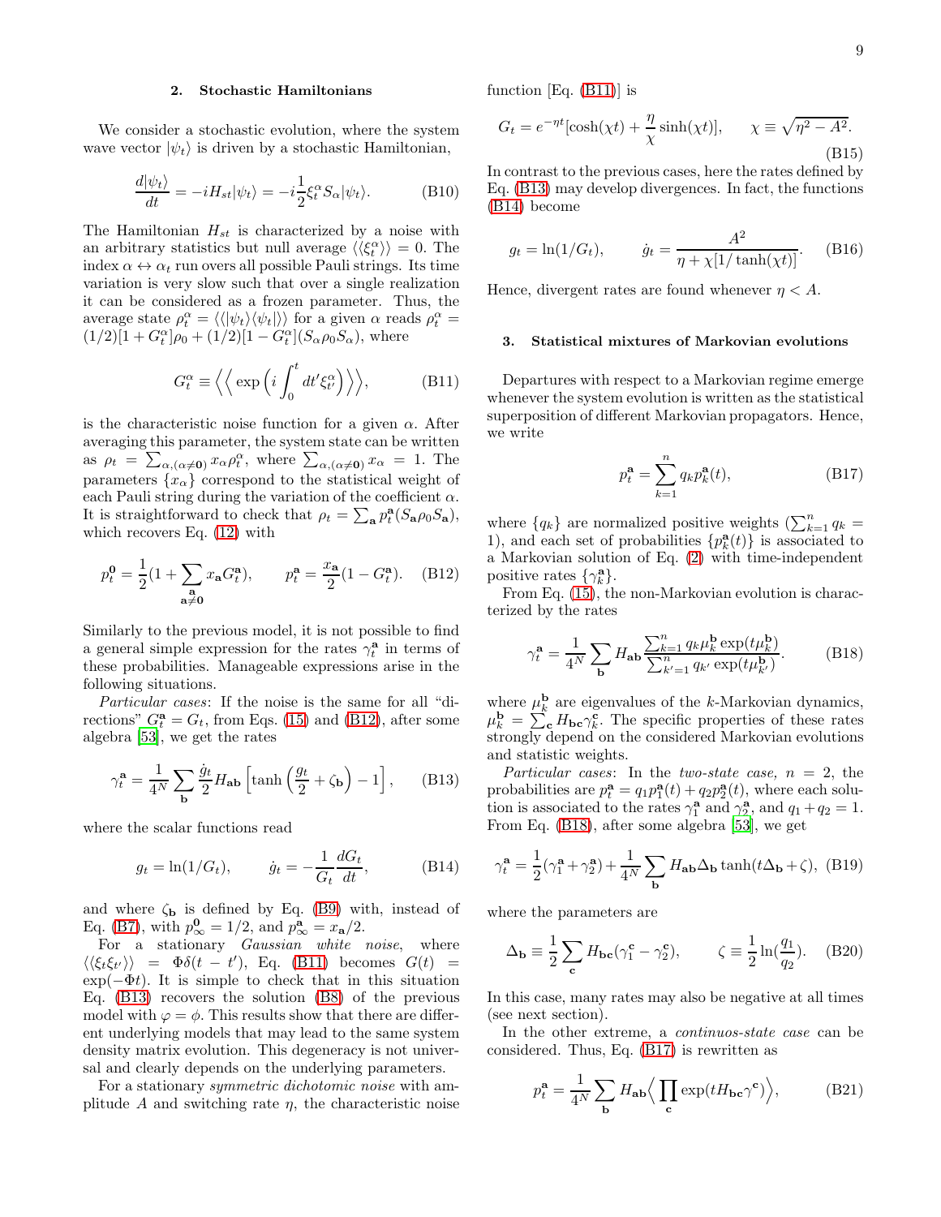### 2. Stochastic Hamiltonians

We consider a stochastic evolution, where the system wave vector $|\psi_t\rangle$ is driven by a stochastic Hamiltonian,

$$\frac{d|\psi_t\rangle}{dt} = -iH_{st}|\psi_t\rangle = -i\frac{1}{2}\xi_t^\alpha S_\alpha|\psi_t\rangle. \tag{B10}$$

The Hamiltonian $H_{st}$ is characterized by a noise with an arbitrary statistics but null average $\langle\langle \xi_t^\alpha \rangle\rangle = 0$. The index $\alpha \leftrightarrow \alpha_t$ run overs all possible Pauli strings. Its time variation is very slow such that over a single realization it can be considered as a frozen parameter. Thus, the average state $\rho_t^\alpha = \langle\langle |\psi_t\rangle\langle\psi_t| \rangle\rangle$ for a given $\alpha$ reads $\rho_t^\alpha = (1/2)[1+G_t^\alpha]\rho_0 + (1/2)[1-G_t^\alpha](S_\alpha\rho_0 S_\alpha)$, where

$$G_t^\alpha \equiv \Big\langle\Big\langle \exp\Big(i\int_0^t dt' \xi_{t'}^\alpha\Big)\Big\rangle\Big\rangle, \tag{B11}$$

is the characteristic noise function for a given $\alpha$. After averaging this parameter, the system state can be written as $\rho_t = \sum_{\alpha,(\alpha\neq\mathbf{0})} x_\alpha \rho_t^\alpha$, where $\sum_{\alpha,(\alpha\neq\mathbf{0})} x_\alpha = 1$. The parameters $\{x_\alpha\}$ correspond to the statistical weight of each Pauli string during the variation of the coefficient $\alpha$. It is straightforward to check that $\rho_t = \sum_{\mathbf{a}} p_t^{\mathbf{a}}(S_{\mathbf{a}}\rho_0 S_{\mathbf{a}})$, which recovers Eq. (12) with

$$p_t^{\mathbf{0}} = \frac{1}{2}\Big(1+\sum_{\mathbf{a}\neq\mathbf{0}} x_{\mathbf{a}} G_t^{\mathbf{a}}\Big), \qquad p_t^{\mathbf{a}} = \frac{x_{\mathbf{a}}}{2}(1-G_t^{\mathbf{a}}). \tag{B12}$$

Similarly to the previous model, it is not possible to find a general simple expression for the rates $\gamma_t^{\mathbf{a}}$ in terms of these probabilities. Manageable expressions arise in the following situations.

*Particular cases*: If the noise is the same for all "directions" $G_t^{\mathbf{a}} = G_t$, from Eqs. (15) and (B12), after some algebra [53], we get the rates

$$\gamma_t^{\mathbf{a}} = \frac{1}{4^N}\sum_{\mathbf{b}} \frac{\dot{g}_t}{2} H_{\mathbf{ab}}\Big[\tanh\Big(\frac{g_t}{2}+\zeta_{\mathbf{b}}\Big)-1\Big], \tag{B13}$$

where the scalar functions read

$$g_t = \ln(1/G_t), \qquad \dot{g}_t = -\frac{1}{G_t}\frac{dG_t}{dt}, \tag{B14}$$

and where $\zeta_{\mathbf{b}}$ is defined by Eq. (B9) with, instead of Eq. (B7), with $p_\infty^{\mathbf{0}} = 1/2$, and $p_\infty^{\mathbf{a}} = x_{\mathbf{a}}/2$.

For a stationary *Gaussian white noise*, where $\langle\langle \xi_t\xi_{t'}\rangle\rangle = \Phi\delta(t-t')$, Eq. (B11) becomes $G(t) = \exp(-\Phi t)$. It is simple to check that in this situation Eq. (B13) recovers the solution (B8) of the previous model with $\varphi = \phi$. This results show that there are different underlying models that may lead to the same system density matrix evolution. This degeneracy is not universal and clearly depends on the underlying parameters.

For a stationary *symmetric dichotomic noise* with amplitude $A$ and switching rate $\eta$, the characteristic noise function [Eq. (B11)] is

$$G_t = e^{-\eta t}[\cosh(\chi t) + \frac{\eta}{\chi}\sinh(\chi t)], \qquad \chi \equiv \sqrt{\eta^2 - A^2}. \tag{B15}$$

In contrast to the previous cases, here the rates defined by Eq. (B13) may develop divergences. In fact, the functions (B14) become

$$g_t = \ln(1/G_t), \qquad \dot{g}_t = \frac{A^2}{\eta + \chi[1/\tanh(\chi t)]}. \tag{B16}$$

Hence, divergent rates are found whenever $\eta < A$.

### 3. Statistical mixtures of Markovian evolutions

Departures with respect to a Markovian regime emerge whenever the system evolution is written as the statistical superposition of different Markovian propagators. Hence, we write

$$p_t^{\mathbf{a}} = \sum_{k=1}^n q_k p_k^{\mathbf{a}}(t), \tag{B17}$$

where $\{q_k\}$ are normalized positive weights ($\sum_{k=1}^n q_k = 1$), and each set of probabilities $\{p_k^{\mathbf{a}}(t)\}$ is associated to a Markovian solution of Eq. (2) with time-independent positive rates $\{\gamma_k^{\mathbf{a}}\}$.

From Eq. (15), the non-Markovian evolution is characterized by the rates

$$\gamma_t^{\mathbf{a}} = \frac{1}{4^N}\sum_{\mathbf{b}} H_{\mathbf{ab}} \frac{\sum_{k=1}^n q_k \mu_k^{\mathbf{b}} \exp(t\mu_k^{\mathbf{b}})}{\sum_{k'=1}^n q_{k'} \exp(t\mu_{k'}^{\mathbf{b}})}. \tag{B18}$$

where $\mu_k^{\mathbf{b}}$ are eigenvalues of the $k$-Markovian dynamics, $\mu_k^{\mathbf{b}} = \sum_{\mathbf{c}} H_{\mathbf{bc}}\gamma_k^{\mathbf{c}}$. The specific properties of these rates strongly depend on the considered Markovian evolutions and statistic weights.

*Particular cases*: In the *two-state case,* $n=2$, the probabilities are $p_t^{\mathbf{a}} = q_1 p_1^{\mathbf{a}}(t) + q_2 p_2^{\mathbf{a}}(t)$, where each solution is associated to the rates $\gamma_1^{\mathbf{a}}$ and $\gamma_2^{\mathbf{a}}$, and $q_1 + q_2 = 1$. From Eq. (B18), after some algebra [53], we get

$$\gamma_t^{\mathbf{a}} = \frac{1}{2}(\gamma_1^{\mathbf{a}} + \gamma_2^{\mathbf{a}}) + \frac{1}{4^N}\sum_{\mathbf{b}} H_{\mathbf{ab}}\Delta_{\mathbf{b}} \tanh(t\Delta_{\mathbf{b}} + \zeta), \tag{B19}$$

where the parameters are

$$\Delta_{\mathbf{b}} \equiv \frac{1}{2}\sum_{\mathbf{c}} H_{\mathbf{bc}}(\gamma_1^{\mathbf{c}} - \gamma_2^{\mathbf{c}}), \qquad \zeta \equiv \frac{1}{2}\ln\Big(\frac{q_1}{q_2}\Big). \tag{B20}$$

In this case, many rates may also be negative at all times (see next section).

In the other extreme, a *continuos-state case* can be considered. Thus, Eq. (B17) is rewritten as

$$p_t^{\mathbf{a}} = \frac{1}{4^N}\sum_{\mathbf{b}} H_{\mathbf{ab}}\Big\langle \prod_{\mathbf{c}} \exp(tH_{\mathbf{bc}}\gamma^{\mathbf{c}})\Big\rangle, \tag{B21}$$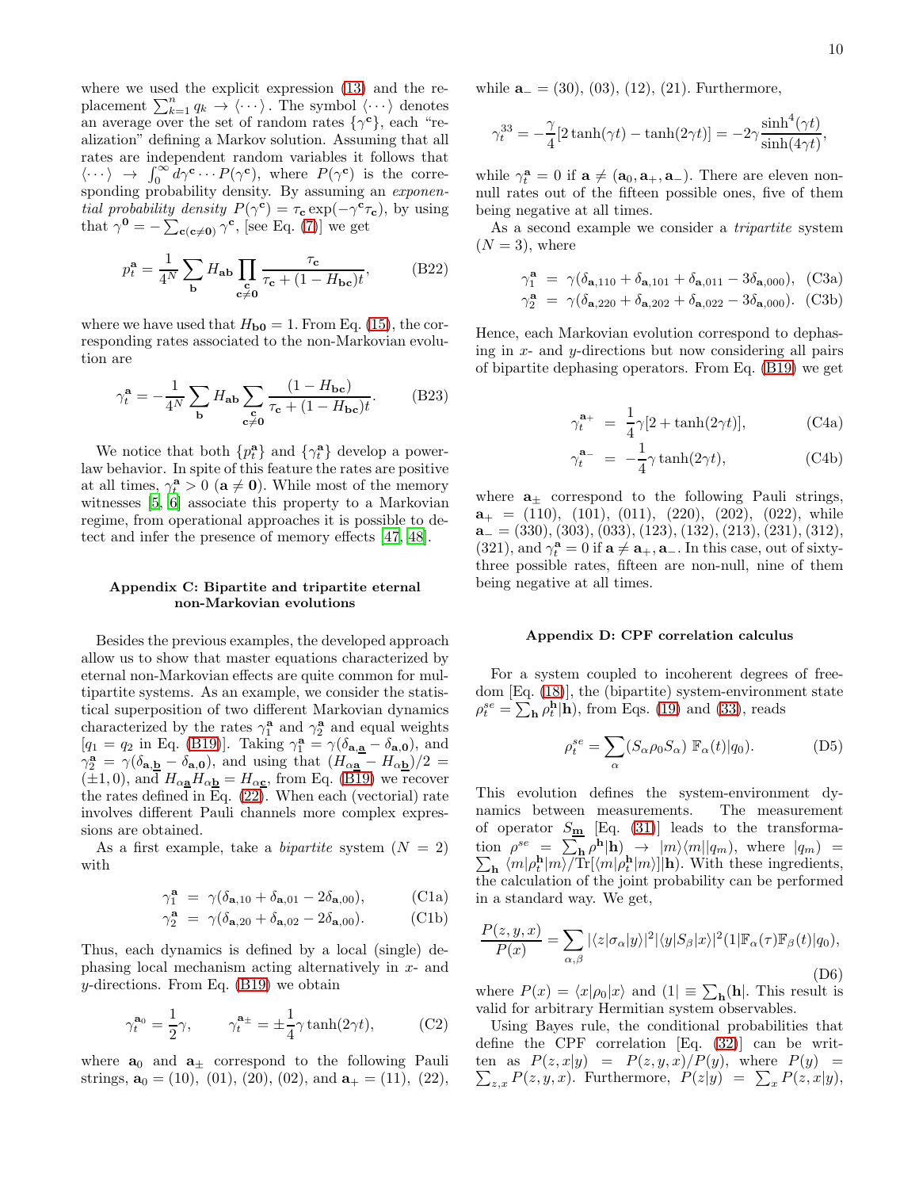where we used the explicit expression (13) and the replacement $\sum_{k=1}^{n} q_k \rightarrow \langle \cdots \rangle$. The symbol $\langle \cdots \rangle$ denotes an average over the set of random rates $\{\gamma^{\mathbf{c}}\}$, each "realization" defining a Markov solution. Assuming that all rates are independent random variables it follows that $\langle \cdots \rangle \rightarrow \int_0^\infty d\gamma^{\mathbf{c}} \cdots P(\gamma^{\mathbf{c}})$, where $P(\gamma^{\mathbf{c}})$ is the corresponding probability density. By assuming an *exponential probability density* $P(\gamma^{\mathbf{c}}) = \tau_{\mathbf{c}} \exp(-\gamma^{\mathbf{c}} \tau_{\mathbf{c}})$, by using that $\gamma^{\mathbf{0}} = -\sum_{\mathbf{c}(\mathbf{c}\neq\mathbf{0})} \gamma^{\mathbf{c}}$, [see Eq. (7)] we get

$$p_t^{\mathbf{a}} = \frac{1}{4^N} \sum_{\mathbf{b}} H_{\mathbf{ab}} \prod_{\substack{\mathbf{c} \\ \mathbf{c}\neq\mathbf{0}}} \frac{\tau_{\mathbf{c}}}{\tau_{\mathbf{c}} + (1 - H_{\mathbf{bc}})t}, \tag{B22}$$

where we have used that $H_{\mathbf{b0}} = 1$. From Eq. (15), the corresponding rates associated to the non-Markovian evolution are

$$\gamma_t^{\mathbf{a}} = -\frac{1}{4^N} \sum_{\mathbf{b}} H_{\mathbf{ab}} \sum_{\substack{\mathbf{c} \\ \mathbf{c}\neq\mathbf{0}}} \frac{(1 - H_{\mathbf{bc}})}{\tau_{\mathbf{c}} + (1 - H_{\mathbf{bc}})t}. \tag{B23}$$

We notice that both $\{p_t^{\mathbf{a}}\}$ and $\{\gamma_t^{\mathbf{a}}\}$ develop a power-law behavior. In spite of this feature the rates are positive at all times, $\gamma_t^{\mathbf{a}} > 0$ $(\mathbf{a} \neq \mathbf{0})$. While most of the memory witnesses [5, 6] associate this property to a Markovian regime, from operational approaches it is possible to detect and infer the presence of memory effects [47, 48].

### Appendix C: Bipartite and tripartite eternal non-Markovian evolutions

Besides the previous examples, the developed approach allow us to show that master equations characterized by eternal non-Markovian effects are quite common for multipartite systems. As an example, we consider the statistical superposition of two different Markovian dynamics characterized by the rates $\gamma_1^{\mathbf{a}}$ and $\gamma_2^{\mathbf{a}}$ and equal weights [$q_1 = q_2$ in Eq. (B19)]. Taking $\gamma_1^{\mathbf{a}} = \gamma(\delta_{\mathbf{a},\underline{\mathbf{a}}} - \delta_{\mathbf{a},\mathbf{0}})$, and $\gamma_2^{\mathbf{a}} = \gamma(\delta_{\mathbf{a},\underline{\mathbf{b}}} - \delta_{\mathbf{a},\mathbf{0}})$, and using that $(H_{\alpha\underline{\mathbf{a}}} - H_{\alpha\underline{\mathbf{b}}})/2 = (\pm 1, 0)$, and $H_{\alpha\underline{\mathbf{a}}} H_{\alpha\underline{\mathbf{b}}} = H_{\alpha\underline{\mathbf{c}}}$, from Eq. (B19) we recover the rates defined in Eq. (22). When each (vectorial) rate involves different Pauli channels more complex expressions are obtained.

As a first example, take a *bipartite* system $(N = 2)$ with

$$\gamma_1^{\mathbf{a}} = \gamma(\delta_{\mathbf{a},10} + \delta_{\mathbf{a},01} - 2\delta_{\mathbf{a},00}), \tag{C1a}$$
$$\gamma_2^{\mathbf{a}} = \gamma(\delta_{\mathbf{a},20} + \delta_{\mathbf{a},02} - 2\delta_{\mathbf{a},00}). \tag{C1b}$$

Thus, each dynamics is defined by a local (single) dephasing local mechanism acting alternatively in $x$- and $y$-directions. From Eq. (B19) we obtain

$$\gamma_t^{\mathbf{a}_0} = \frac{1}{2}\gamma, \qquad \gamma_t^{\mathbf{a}_\pm} = \pm\frac{1}{4}\gamma \tanh(2\gamma t), \tag{C2}$$

where $\mathbf{a}_0$ and $\mathbf{a}_\pm$ correspond to the following Pauli strings, $\mathbf{a}_0 = (10)$, $(01)$, $(20)$, $(02)$, and $\mathbf{a}_+ = (11)$, $(22)$, while $\mathbf{a}_- = (30)$, $(03)$, $(12)$, $(21)$. Furthermore,

$$\gamma_t^{33} = -\frac{\gamma}{4}[2\tanh(\gamma t) - \tanh(2\gamma t)] = -2\gamma \frac{\sinh^4(\gamma t)}{\sinh(4\gamma t)},$$

while $\gamma_t^{\mathbf{a}} = 0$ if $\mathbf{a} \neq (\mathbf{a}_0, \mathbf{a}_+, \mathbf{a}_-)$. There are eleven non-null rates out of the fifteen possible ones, five of them being negative at all times.

As a second example we consider a *tripartite* system $(N = 3)$, where

$$\gamma_1^{\mathbf{a}} = \gamma(\delta_{\mathbf{a},110} + \delta_{\mathbf{a},101} + \delta_{\mathbf{a},011} - 3\delta_{\mathbf{a},000}), \tag{C3a}$$
$$\gamma_2^{\mathbf{a}} = \gamma(\delta_{\mathbf{a},220} + \delta_{\mathbf{a},202} + \delta_{\mathbf{a},022} - 3\delta_{\mathbf{a},000}). \tag{C3b}$$

Hence, each Markovian evolution correspond to dephasing in $x$- and $y$-directions but now considering all pairs of bipartite dephasing operators. From Eq. (B19) we get

$$\gamma_t^{\mathbf{a}_+} = \frac{1}{4}\gamma[2 + \tanh(2\gamma t)], \tag{C4a}$$
$$\gamma_t^{\mathbf{a}_-} = -\frac{1}{4}\gamma \tanh(2\gamma t), \tag{C4b}$$

where $\mathbf{a}_\pm$ correspond to the following Pauli strings, $\mathbf{a}_+ = (110)$, $(101)$, $(011)$, $(220)$, $(202)$, $(022)$, while $\mathbf{a}_- = (330)$, $(303)$, $(033)$, $(123)$, $(132)$, $(213)$, $(231)$, $(312)$, $(321)$, and $\gamma_t^{\mathbf{a}} = 0$ if $\mathbf{a} \neq \mathbf{a}_+, \mathbf{a}_-$. In this case, out of sixty-three possible rates, fifteen are non-null, nine of them being negative at all times.

### Appendix D: CPF correlation calculus

For a system coupled to incoherent degrees of freedom [Eq. (18)], the (bipartite) system-environment state $\rho_t^{se} = \sum_{\mathbf{h}} \rho_t^{\mathbf{h}} |\mathbf{h})$, from Eqs. (19) and (33), reads

$$\rho_t^{se} = \sum_\alpha (S_\alpha \rho_0 S_\alpha)\ \mathbb{F}_\alpha(t)|q_0). \tag{D5}$$

This evolution defines the system-environment dynamics between measurements. The measurement of operator $S_{\underline{\mathbf{m}}}$ [Eq. (31)] leads to the transformation $\rho^{se} = \sum_{\mathbf{h}} \rho^{\mathbf{h}} |\mathbf{h}) \rightarrow |m\rangle\langle m||q_m)$, where $|q_m) = \sum_{\mathbf{h}} \langle m|\rho_t^{\mathbf{h}}|m\rangle / \mathrm{Tr}[\langle m|\rho_t^{\mathbf{h}}|m\rangle]|\mathbf{h})$. With these ingredients, the calculation of the joint probability can be performed in a standard way. We get,

$$\frac{P(z,y,x)}{P(x)} = \sum_{\alpha,\beta} |\langle z|\sigma_\alpha|y\rangle|^2 |\langle y|S_\beta|x\rangle|^2 (1|\mathbb{F}_\alpha(\tau)\mathbb{F}_\beta(t)|q_0), \tag{D6}$$

where $P(x) = \langle x|\rho_0|x\rangle$ and $(1| \equiv \sum_{\mathbf{h}}(\mathbf{h}|$. This result is valid for arbitrary Hermitian system observables.

Using Bayes rule, the conditional probabilities that define the CPF correlation [Eq. (32)] can be written as $P(z,x|y) = P(z,y,x)/P(y)$, where $P(y) = \sum_{z,x} P(z,y,x)$. Furthermore, $P(z|y) = \sum_x P(z,x|y)$,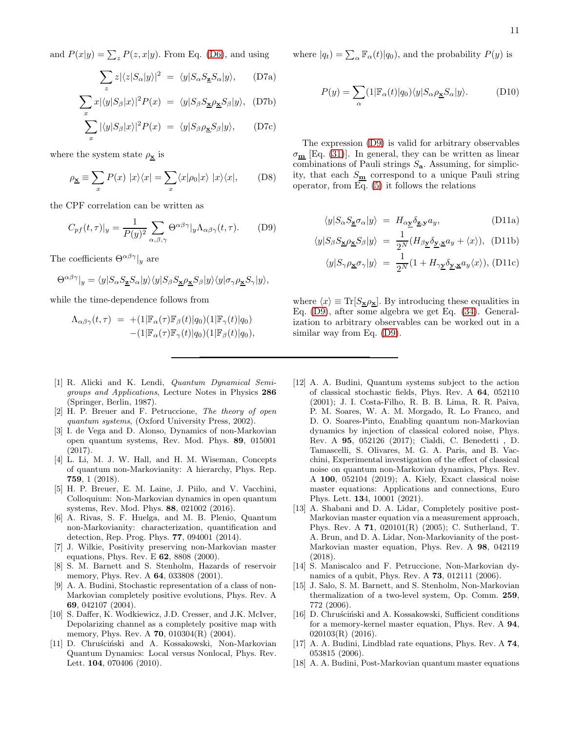and $P(x|y)=\sum_z P(z,x|y)$. From Eq. (D6), and using

$$\sum_z z|\langle z|S_\alpha|y\rangle|^2 \;=\; \langle y|S_\alpha S_{\underline{\mathbf{z}}} S_\alpha|y\rangle, \qquad \text{(D7a)}$$

$$\sum_x x|\langle y|S_\beta|x\rangle|^2 P(x) \;=\; \langle y|S_\beta S_{\underline{\mathbf{x}}} \rho_{\underline{\mathbf{x}}} S_\beta|y\rangle, \qquad \text{(D7b)}$$

$$\sum_x |\langle y|S_\beta|x\rangle|^2 P(x) \;=\; \langle y|S_\beta \rho_{\underline{\mathbf{x}}} S_\beta|y\rangle, \qquad \text{(D7c)}$$

where the system state $\rho_{\underline{\mathbf{x}}}$ is

$$\rho_{\underline{\mathbf{x}}} \equiv \sum_x P(x)\ |x\rangle\langle x| = \sum_x \langle x|\rho_0|x\rangle\ |x\rangle\langle x|, \qquad \text{(D8)}$$

the CPF correlation can be written as

$$C_{pf}(t,\tau)|_y = \frac{1}{P(y)^2}\sum_{\alpha,\beta,\gamma}\Theta^{\alpha\beta\gamma}|_y \Lambda_{\alpha\beta\gamma}(t,\tau). \qquad \text{(D9)}$$

The coefficients $\Theta^{\alpha\beta\gamma}|_y$ are

$$\Theta^{\alpha\beta\gamma}|_y = \langle y|S_\alpha S_{\underline{\mathbf{z}}} S_\alpha|y\rangle\langle y|S_\beta S_{\underline{\mathbf{x}}}\rho_{\underline{\mathbf{x}}} S_\beta|y\rangle\langle y|\sigma_\gamma \rho_{\underline{\mathbf{x}}} S_\gamma|y\rangle,$$

while the time-dependence follows from

$$\begin{aligned}\Lambda_{\alpha\beta\gamma}(t,\tau) \;=\; &+(1|\mathbb{F}_\alpha(\tau)\mathbb{F}_\beta(t)|q_0)(1|\mathbb{F}_\gamma(t)|q_0)\\ &-(1|\mathbb{F}_\alpha(\tau)\mathbb{F}_\gamma(t)|q_0)(1|\mathbb{F}_\beta(t)|q_0),\end{aligned}$$

where $|q_t)=\sum_\alpha \mathbb{F}_\alpha(t)|q_0)$, and the probability $P(y)$ is

$$P(y) = \sum_\alpha (1|\mathbb{F}_\alpha(t)|q_0)\langle y|S_\alpha \rho_{\underline{\mathbf{x}}} S_\alpha|y\rangle. \qquad \text{(D10)}$$

The expression (D9) is valid for arbitrary observables $\sigma_{\underline{\mathbf{m}}}$ [Eq. (31)]. In general, they can be written as linear combinations of Pauli strings $S_{\mathbf{a}}$. Assuming, for simplicity, that each $S_{\underline{\mathbf{m}}}$ correspond to a unique Pauli string operator, from Eq. (5) it follows the relations

$$\langle y|S_\alpha S_{\underline{\mathbf{z}}}\sigma_\alpha|y\rangle \;=\; H_{\alpha\underline{\mathbf{y}}}\delta_{\underline{\mathbf{z}},\mathbf{y}}a_y, \qquad \text{(D11a)}$$

$$\langle y|S_\beta S_{\underline{\mathbf{x}}}\rho_{\underline{\mathbf{x}}} S_\beta|y\rangle \;=\; \frac{1}{2^N}(H_{\beta\underline{\mathbf{y}}}\delta_{\underline{\mathbf{y}},\underline{\mathbf{x}}}a_y + \langle x\rangle), \qquad \text{(D11b)}$$

$$\langle y|S_\gamma \rho_{\underline{\mathbf{x}}}\sigma_\gamma|y\rangle \;=\; \frac{1}{2^N}(1 + H_{\gamma\underline{\mathbf{y}}}\delta_{\underline{\mathbf{y}},\underline{\mathbf{x}}}a_y\langle x\rangle), \qquad \text{(D11c)}$$

where $\langle x\rangle \equiv \mathrm{Tr}[S_{\underline{\mathbf{x}}}\rho_{\underline{\mathbf{x}}}]$. By introducing these equalities in Eq. (D9), after some algebra we get Eq. (34). Generalization to arbitrary observables can be worked out in a similar way from Eq. (D9).

---

[1] R. Alicki and K. Lendi, *Quantum Dynamical Semigroups and Applications*, Lecture Notes in Physics **286** (Springer, Berlin, 1987).

[2] H. P. Breuer and F. Petruccione, *The theory of open quantum systems*, (Oxford University Press, 2002).

[3] I. de Vega and D. Alonso, Dynamics of non-Markovian open quantum systems, Rev. Mod. Phys. **89**, 015001 (2017).

[4] L. Li, M. J. W. Hall, and H. M. Wiseman, Concepts of quantum non-Markovianity: A hierarchy, Phys. Rep. **759**, 1 (2018).

[5] H. P. Breuer, E. M. Laine, J. Piilo, and V. Vacchini, Colloquium: Non-Markovian dynamics in open quantum systems, Rev. Mod. Phys. **88**, 021002 (2016).

[6] A. Rivas, S. F. Huelga, and M. B. Plenio, Quantum non-Markovianity: characterization, quantification and detection, Rep. Prog. Phys. **77**, 094001 (2014).

[7] J. Wilkie, Positivity preserving non-Markovian master equations, Phys. Rev. E **62**, 8808 (2000).

[8] S. M. Barnett and S. Stenholm, Hazards of reservoir memory, Phys. Rev. A **64**, 033808 (2001).

[9] A. A. Budini, Stochastic representation of a class of non-Markovian completely positive evolutions, Phys. Rev. A **69**, 042107 (2004).

[10] S. Daffer, K. Wodkiewicz, J.D. Cresser, and J.K. McIver, Depolarizing channel as a completely positive map with memory, Phys. Rev. A **70**, 010304(R) (2004).

[11] D. Chruściński and A. Kossakowski, Non-Markovian Quantum Dynamics: Local versus Nonlocal, Phys. Rev. Lett. **104**, 070406 (2010).

[12] A. A. Budini, Quantum systems subject to the action of classical stochastic fields, Phys. Rev. A **64**, 052110 (2001); J. I. Costa-Filho, R. B. B. Lima, R. R. Paiva, P. M. Soares, W. A. M. Morgado, R. Lo Franco, and D. O. Soares-Pinto, Enabling quantum non-Markovian dynamics by injection of classical colored noise, Phys. Rev. A **95**, 052126 (2017); Cialdi, C. Benedetti , D. Tamascelli, S. Olivares, M. G. A. Paris, and B. Vacchini, Experimental investigation of the effect of classical noise on quantum non-Markovian dynamics, Phys. Rev. A **100**, 052104 (2019); A. Kiely, Exact classical noise master equations: Applications and connections, Euro Phys. Lett. **13**4, 10001 (2021).

[13] A. Shabani and D. A. Lidar, Completely positive post-Markovian master equation via a measurement approach, Phys. Rev. A **71**, 020101(R) (2005); C. Sutherland, T. A. Brun, and D. A. Lidar, Non-Markovianity of the post-Markovian master equation, Phys. Rev. A **98**, 042119 (2018).

[14] S. Maniscalco and F. Petruccione, Non-Markovian dynamics of a qubit, Phys. Rev. A **73**, 012111 (2006).

[15] J. Salo, S. M. Barnett, and S. Stenholm, Non-Markovian thermalization of a two-level system, Op. Comm. **259**, 772 (2006).

[16] D. Chruściński and A. Kossakowski, Sufficient conditions for a memory-kernel master equation, Phys. Rev. A **94**, 020103(R) (2016).

[17] A. A. Budini, Lindblad rate equations, Phys. Rev. A **74**, 053815 (2006).

[18] A. A. Budini, Post-Markovian quantum master equations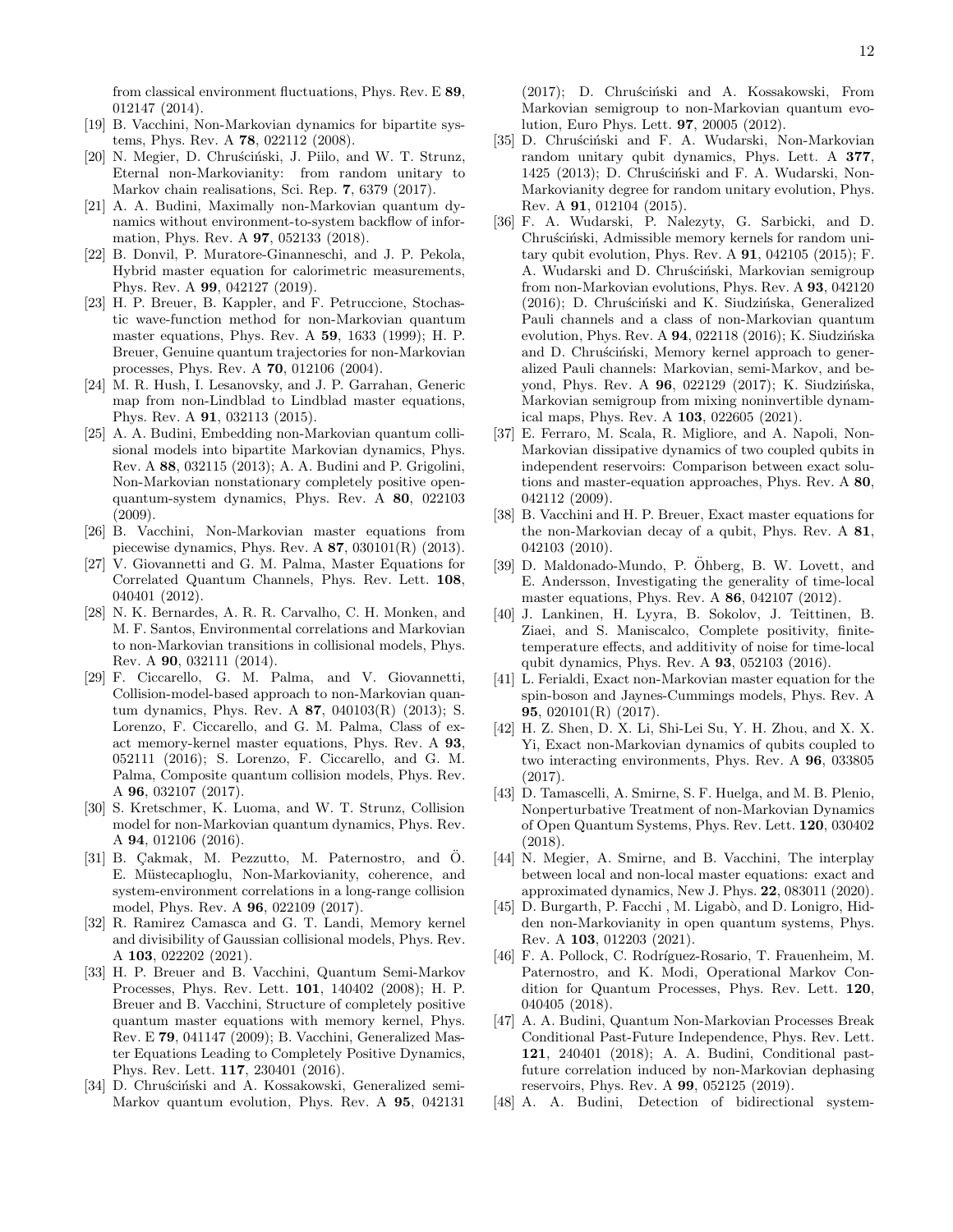from classical environment fluctuations, Phys. Rev. E **89**, 012147 (2014).

[19] B. Vacchini, Non-Markovian dynamics for bipartite systems, Phys. Rev. A **78**, 022112 (2008).

[20] N. Megier, D. Chruściński, J. Piilo, and W. T. Strunz, Eternal non-Markovianity: from random unitary to Markov chain realisations, Sci. Rep. **7**, 6379 (2017).

[21] A. A. Budini, Maximally non-Markovian quantum dynamics without environment-to-system backflow of information, Phys. Rev. A **97**, 052133 (2018).

[22] B. Donvil, P. Muratore-Ginanneschi, and J. P. Pekola, Hybrid master equation for calorimetric measurements, Phys. Rev. A **99**, 042127 (2019).

[23] H. P. Breuer, B. Kappler, and F. Petruccione, Stochastic wave-function method for non-Markovian quantum master equations, Phys. Rev. A **59**, 1633 (1999); H. P. Breuer, Genuine quantum trajectories for non-Markovian processes, Phys. Rev. A **70**, 012106 (2004).

[24] M. R. Hush, I. Lesanovsky, and J. P. Garrahan, Generic map from non-Lindblad to Lindblad master equations, Phys. Rev. A **91**, 032113 (2015).

[25] A. A. Budini, Embedding non-Markovian quantum collisional models into bipartite Markovian dynamics, Phys. Rev. A **88**, 032115 (2013); A. A. Budini and P. Grigolini, Non-Markovian nonstationary completely positive open-quantum-system dynamics, Phys. Rev. A **80**, 022103 (2009).

[26] B. Vacchini, Non-Markovian master equations from piecewise dynamics, Phys. Rev. A **87**, 030101(R) (2013).

[27] V. Giovannetti and G. M. Palma, Master Equations for Correlated Quantum Channels, Phys. Rev. Lett. **108**, 040401 (2012).

[28] N. K. Bernardes, A. R. R. Carvalho, C. H. Monken, and M. F. Santos, Environmental correlations and Markovian to non-Markovian transitions in collisional models, Phys. Rev. A **90**, 032111 (2014).

[29] F. Ciccarello, G. M. Palma, and V. Giovannetti, Collision-model-based approach to non-Markovian quantum dynamics, Phys. Rev. A **87**, 040103(R) (2013); S. Lorenzo, F. Ciccarello, and G. M. Palma, Class of exact memory-kernel master equations, Phys. Rev. A **93**, 052111 (2016); S. Lorenzo, F. Ciccarello, and G. M. Palma, Composite quantum collision models, Phys. Rev. A **96**, 032107 (2017).

[30] S. Kretschmer, K. Luoma, and W. T. Strunz, Collision model for non-Markovian quantum dynamics, Phys. Rev. A **94**, 012106 (2016).

[31] B. Çakmak, M. Pezzutto, M. Paternostro, and Ö. E. Müstecaplıoglu, Non-Markovianity, coherence, and system-environment correlations in a long-range collision model, Phys. Rev. A **96**, 022109 (2017).

[32] R. Ramirez Camasca and G. T. Landi, Memory kernel and divisibility of Gaussian collisional models, Phys. Rev. A **103**, 022202 (2021).

[33] H. P. Breuer and B. Vacchini, Quantum Semi-Markov Processes, Phys. Rev. Lett. **101**, 140402 (2008); H. P. Breuer and B. Vacchini, Structure of completely positive quantum master equations with memory kernel, Phys. Rev. E **79**, 041147 (2009); B. Vacchini, Generalized Master Equations Leading to Completely Positive Dynamics, Phys. Rev. Lett. **117**, 230401 (2016).

[34] D. Chruściński and A. Kossakowski, Generalized semi-Markov quantum evolution, Phys. Rev. A **95**, 042131 (2017); D. Chruściński and A. Kossakowski, From Markovian semigroup to non-Markovian quantum evolution, Euro Phys. Lett. **97**, 20005 (2012).

[35] D. Chruściński and F. A. Wudarski, Non-Markovian random unitary qubit dynamics, Phys. Lett. A **377**, 1425 (2013); D. Chruściński and F. A. Wudarski, Non-Markovianity degree for random unitary evolution, Phys. Rev. A **91**, 012104 (2015).

[36] F. A. Wudarski, P. Nalezyty, G. Sarbicki, and D. Chruściński, Admissible memory kernels for random unitary qubit evolution, Phys. Rev. A **91**, 042105 (2015); F. A. Wudarski and D. Chruściński, Markovian semigroup from non-Markovian evolutions, Phys. Rev. A **93**, 042120 (2016); D. Chruściński and K. Siudzińska, Generalized Pauli channels and a class of non-Markovian quantum evolution, Phys. Rev. A **94**, 022118 (2016); K. Siudzińska and D. Chruściński, Memory kernel approach to generalized Pauli channels: Markovian, semi-Markov, and beyond, Phys. Rev. A **96**, 022129 (2017); K. Siudzińska, Markovian semigroup from mixing noninvertible dynamical maps, Phys. Rev. A **103**, 022605 (2021).

[37] E. Ferraro, M. Scala, R. Migliore, and A. Napoli, Non-Markovian dissipative dynamics of two coupled qubits in independent reservoirs: Comparison between exact solutions and master-equation approaches, Phys. Rev. A **80**, 042112 (2009).

[38] B. Vacchini and H. P. Breuer, Exact master equations for the non-Markovian decay of a qubit, Phys. Rev. A **81**, 042103 (2010).

[39] D. Maldonado-Mundo, P. Öhberg, B. W. Lovett, and E. Andersson, Investigating the generality of time-local master equations, Phys. Rev. A **86**, 042107 (2012).

[40] J. Lankinen, H. Lyyra, B. Sokolov, J. Teittinen, B. Ziaei, and S. Maniscalco, Complete positivity, finite-temperature effects, and additivity of noise for time-local qubit dynamics, Phys. Rev. A **93**, 052103 (2016).

[41] L. Ferialdi, Exact non-Markovian master equation for the spin-boson and Jaynes-Cummings models, Phys. Rev. A **95**, 020101(R) (2017).

[42] H. Z. Shen, D. X. Li, Shi-Lei Su, Y. H. Zhou, and X. X. Yi, Exact non-Markovian dynamics of qubits coupled to two interacting environments, Phys. Rev. A **96**, 033805 (2017).

[43] D. Tamascelli, A. Smirne, S. F. Huelga, and M. B. Plenio, Nonperturbative Treatment of non-Markovian Dynamics of Open Quantum Systems, Phys. Rev. Lett. **120**, 030402 (2018).

[44] N. Megier, A. Smirne, and B. Vacchini, The interplay between local and non-local master equations: exact and approximated dynamics, New J. Phys. **22**, 083011 (2020).

[45] D. Burgarth, P. Facchi , M. Ligabò, and D. Lonigro, Hidden non-Markovianity in open quantum systems, Phys. Rev. A **103**, 012203 (2021).

[46] F. A. Pollock, C. Rodríguez-Rosario, T. Frauenheim, M. Paternostro, and K. Modi, Operational Markov Condition for Quantum Processes, Phys. Rev. Lett. **120**, 040405 (2018).

[47] A. A. Budini, Quantum Non-Markovian Processes Break Conditional Past-Future Independence, Phys. Rev. Lett. **121**, 240401 (2018); A. A. Budini, Conditional past-future correlation induced by non-Markovian dephasing reservoirs, Phys. Rev. A **99**, 052125 (2019).

[48] A. A. Budini, Detection of bidirectional system-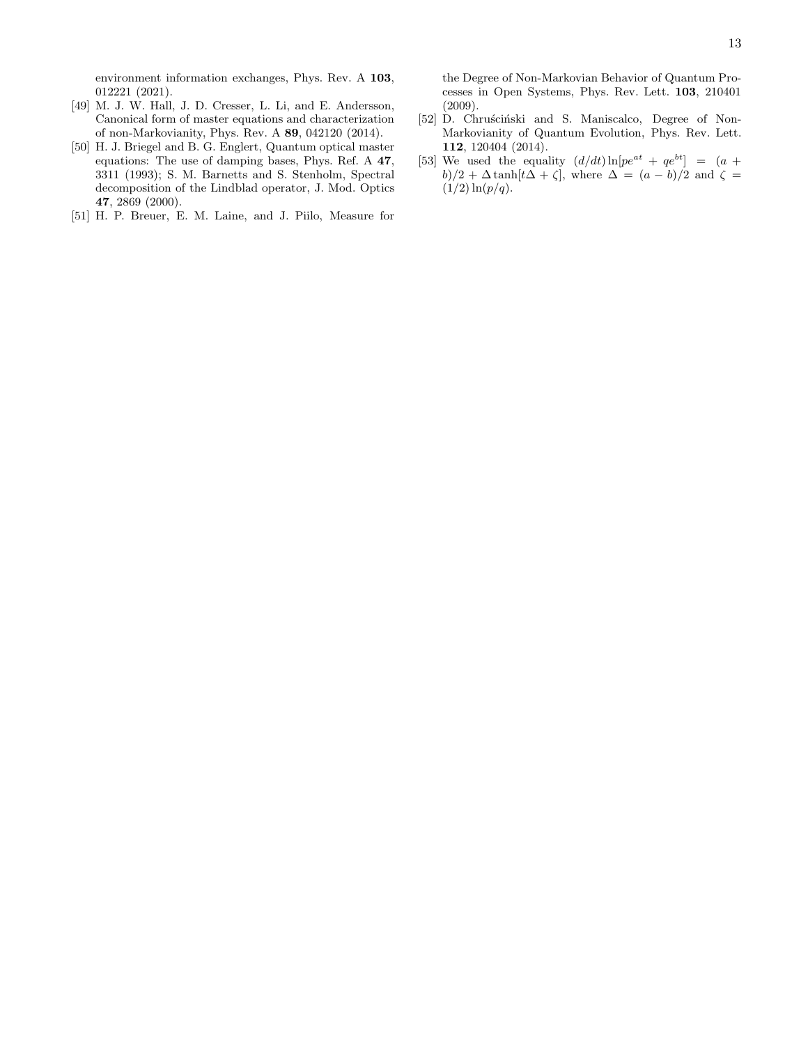environment information exchanges, Phys. Rev. A **103**, 012221 (2021).

[49] M. J. W. Hall, J. D. Cresser, L. Li, and E. Andersson, Canonical form of master equations and characterization of non-Markovianity, Phys. Rev. A **89**, 042120 (2014).

[50] H. J. Briegel and B. G. Englert, Quantum optical master equations: The use of damping bases, Phys. Ref. A **47**, 3311 (1993); S. M. Barnetts and S. Stenholm, Spectral decomposition of the Lindblad operator, J. Mod. Optics **47**, 2869 (2000).

[51] H. P. Breuer, E. M. Laine, and J. Piilo, Measure for the Degree of Non-Markovian Behavior of Quantum Processes in Open Systems, Phys. Rev. Lett. **103**, 210401 (2009).

[52] D. Chruściński and S. Maniscalco, Degree of Non-Markovianity of Quantum Evolution, Phys. Rev. Lett. **112**, 120404 (2014).

[53] We used the equality $(d/dt)\ln[pe^{at} + qe^{bt}] = (a + b)/2 + \Delta\tanh[t\Delta + \zeta]$, where $\Delta = (a - b)/2$ and $\zeta = (1/2)\ln(p/q)$.